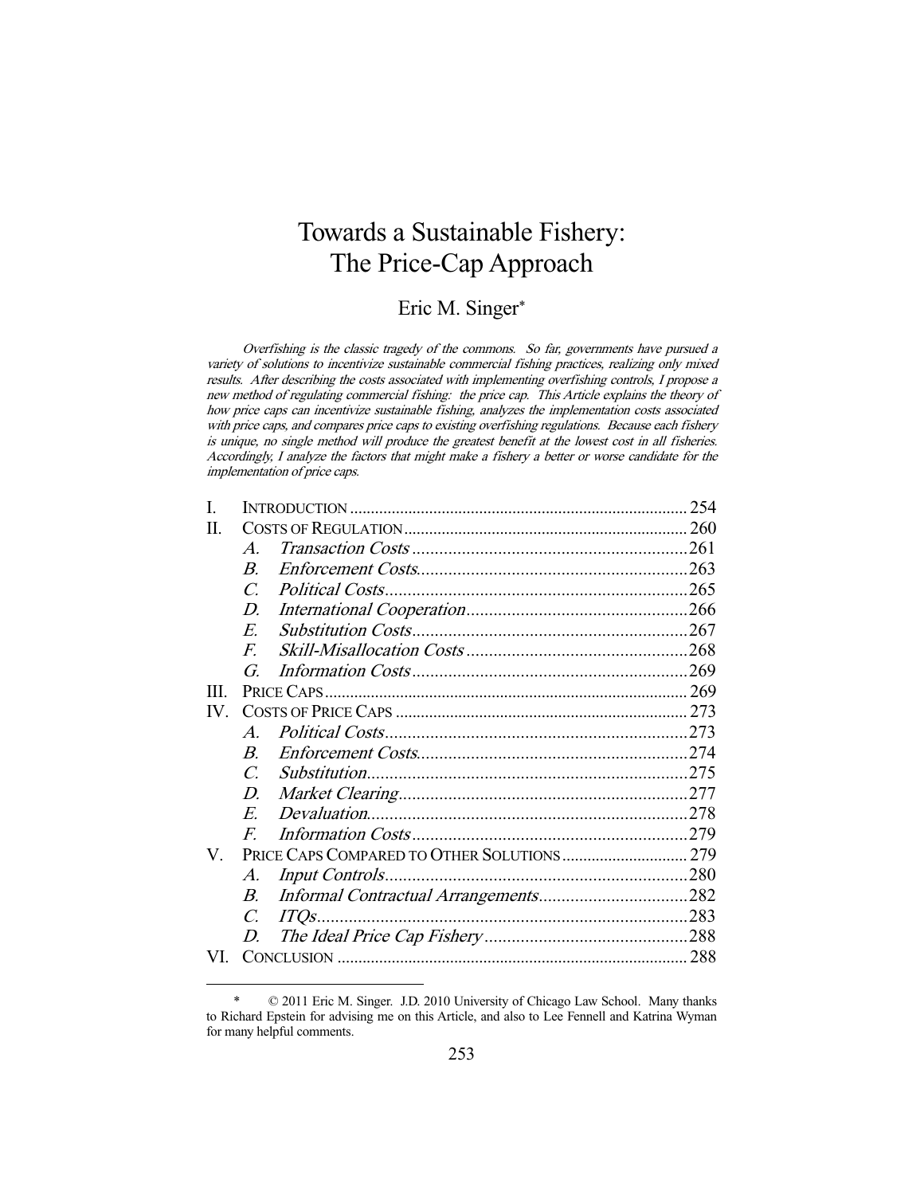# Towards a Sustainable Fishery: The Price-Cap Approach

Eric M. Singer*

*Overfishing is the classic tragedy of the commons. So far, governments have pursued a variety of solutions to incentivize sustainable commercial fishing practices, realizing only mixed results. After describing the costs associated with implementing overfishing controls, I propose a new method of regulating commercial fishing: the price cap. This Article explains the theory of how price caps can incentivize sustainable fishing, analyzes the implementation costs associated with price caps, and compares price caps to existing overfishing regulations. Because each fishery is unique, no single method will produce the greatest benefit at the lowest cost in all fisheries. Accordingly, I analyze the factors that might make a fishery a better or worse candidate for the implementation of price caps.*

| | | |
|---|---|---|
| I. | INTRODUCTION | 254 |
| II. | COSTS OF REGULATION | 260 |
| | *A. Transaction Costs* | 261 |
| | *B. Enforcement Costs* | 263 |
| | *C. Political Costs* | 265 |
| | *D. International Cooperation* | 266 |
| | *E. Substitution Costs* | 267 |
| | *F. Skill-Misallocation Costs* | 268 |
| | *G. Information Costs* | 269 |
| III. | PRICE CAPS | 269 |
| IV. | COSTS OF PRICE CAPS | 273 |
| | *A. Political Costs* | 273 |
| | *B. Enforcement Costs* | 274 |
| | *C. Substitution* | 275 |
| | *D. Market Clearing* | 277 |
| | *E. Devaluation* | 278 |
| | *F. Information Costs* | 279 |
| V. | PRICE CAPS COMPARED TO OTHER SOLUTIONS | 279 |
| | *A. Input Controls* | 280 |
| | *B. Informal Contractual Arrangements* | 282 |
| | *C. ITQs* | 283 |
| | *D. The Ideal Price Cap Fishery* | 288 |
| VI. | CONCLUSION | 288 |

\* © 2011 Eric M. Singer. J.D. 2010 University of Chicago Law School. Many thanks to Richard Epstein for advising me on this Article, and also to Lee Fennell and Katrina Wyman for many helpful comments.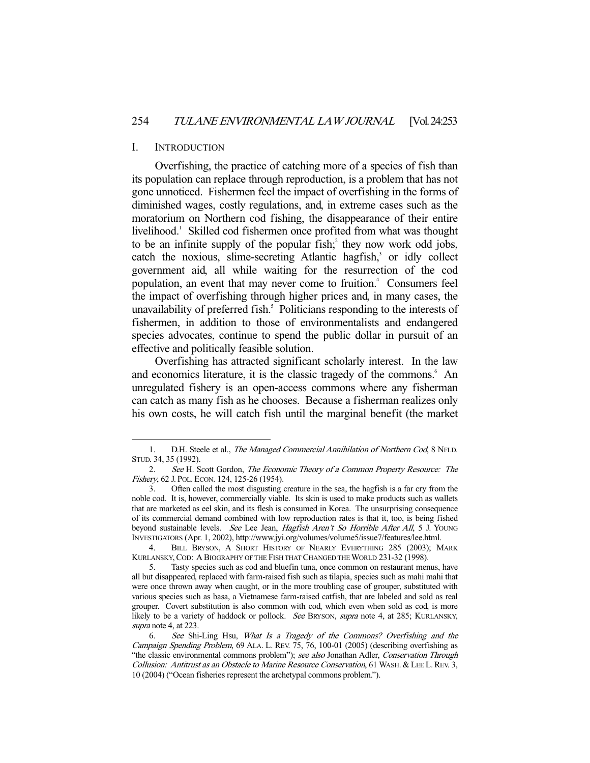## I. INTRODUCTION

Overfishing, the practice of catching more of a species of fish than its population can replace through reproduction, is a problem that has not gone unnoticed. Fishermen feel the impact of overfishing in the forms of diminished wages, costly regulations, and, in extreme cases such as the moratorium on Northern cod fishing, the disappearance of their entire livelihood.[1] Skilled cod fishermen once profited from what was thought to be an infinite supply of the popular fish;[2] they now work odd jobs, catch the noxious, slime-secreting Atlantic hagfish,[3] or idly collect government aid, all while waiting for the resurrection of the cod population, an event that may never come to fruition.[4] Consumers feel the impact of overfishing through higher prices and, in many cases, the unavailability of preferred fish.[5] Politicians responding to the interests of fishermen, in addition to those of environmentalists and endangered species advocates, continue to spend the public dollar in pursuit of an effective and politically feasible solution.

Overfishing has attracted significant scholarly interest. In the law and economics literature, it is the classic tragedy of the commons.[6] An unregulated fishery is an open-access commons where any fisherman can catch as many fish as he chooses. Because a fisherman realizes only his own costs, he will catch fish until the marginal benefit (the market

---

1. D.H. Steele et al., *The Managed Commercial Annihilation of Northern Cod*, 8 NFLD. STUD. 34, 35 (1992).

2. *See* H. Scott Gordon, *The Economic Theory of a Common Property Resource: The Fishery*, 62 J. POL. ECON. 124, 125-26 (1954).

3. Often called the most disgusting creature in the sea, the hagfish is a far cry from the noble cod. It is, however, commercially viable. Its skin is used to make products such as wallets that are marketed as eel skin, and its flesh is consumed in Korea. The unsurprising consequence of its commercial demand combined with low reproduction rates is that it, too, is being fished beyond sustainable levels. *See* Lee Jean, *Hagfish Aren't So Horrible After All*, 5 J. YOUNG INVESTIGATORS (Apr. 1, 2002), http://www.jyi.org/volumes/volume5/issue7/features/lee.html.

4. BILL BRYSON, A SHORT HISTORY OF NEARLY EVERYTHING 285 (2003); MARK KURLANSKY, COD: A BIOGRAPHY OF THE FISH THAT CHANGED THE WORLD 231-32 (1998).

5. Tasty species such as cod and bluefin tuna, once common on restaurant menus, have all but disappeared, replaced with farm-raised fish such as tilapia, species such as mahi mahi that were once thrown away when caught, or in the more troubling case of grouper, substituted with various species such as basa, a Vietnamese farm-raised catfish, that are labeled and sold as real grouper. Covert substitution is also common with cod, which even when sold as cod, is more likely to be a variety of haddock or pollock. *See* BRYSON, *supra* note 4, at 285; KURLANSKY, *supra* note 4, at 223.

6. *See* Shi-Ling Hsu, *What Is a Tragedy of the Commons? Overfishing and the Campaign Spending Problem*, 69 ALA. L. REV. 75, 76, 100-01 (2005) (describing overfishing as "the classic environmental commons problem"); *see also* Jonathan Adler, *Conservation Through Collusion: Antitrust as an Obstacle to Marine Resource Conservation*, 61 WASH. & LEE L. REV. 3, 10 (2004) ("Ocean fisheries represent the archetypal commons problem.").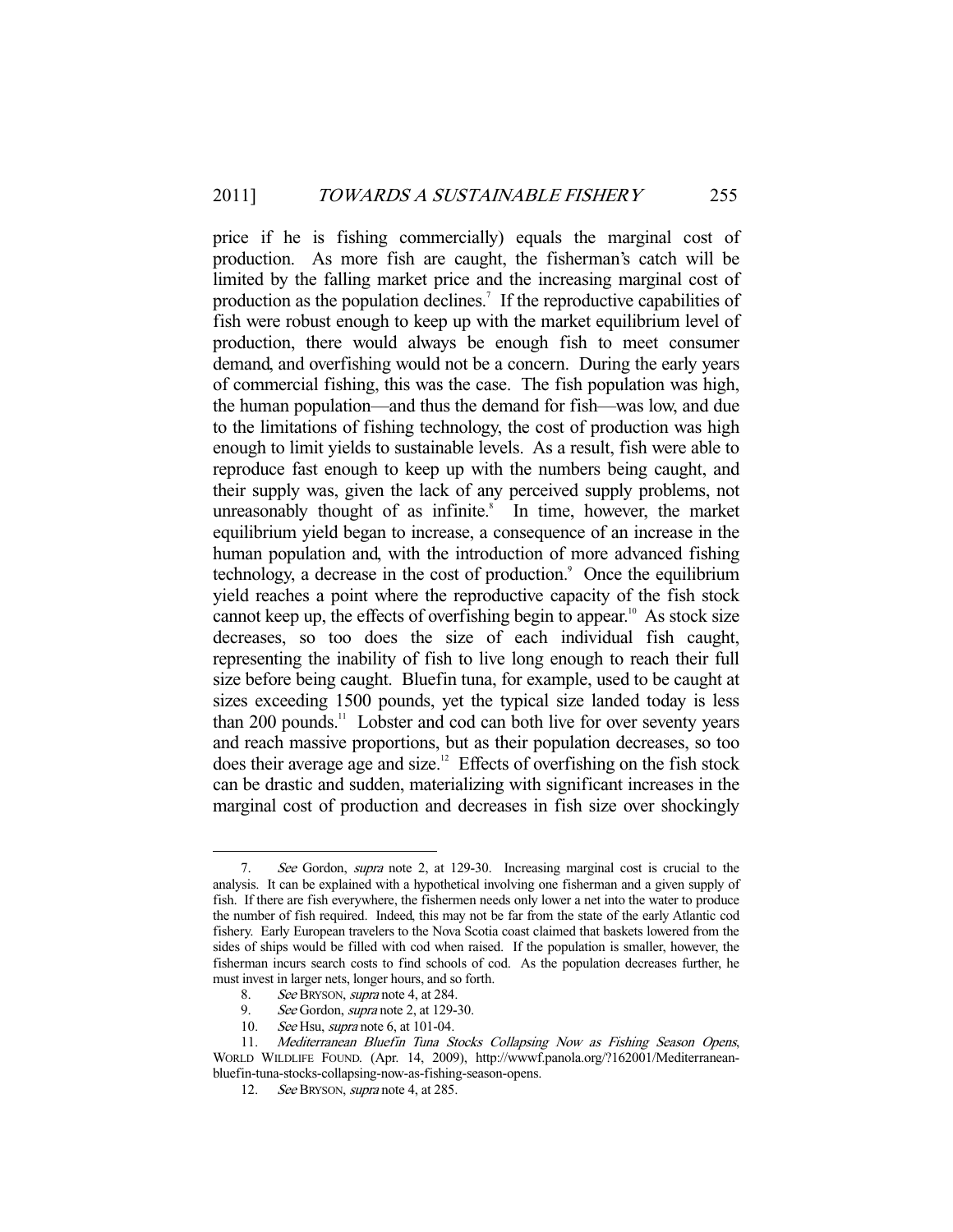price if he is fishing commercially) equals the marginal cost of production. As more fish are caught, the fisherman's catch will be limited by the falling market price and the increasing marginal cost of production as the population declines.[7] If the reproductive capabilities of fish were robust enough to keep up with the market equilibrium level of production, there would always be enough fish to meet consumer demand, and overfishing would not be a concern. During the early years of commercial fishing, this was the case. The fish population was high, the human population—and thus the demand for fish—was low, and due to the limitations of fishing technology, the cost of production was high enough to limit yields to sustainable levels. As a result, fish were able to reproduce fast enough to keep up with the numbers being caught, and their supply was, given the lack of any perceived supply problems, not unreasonably thought of as infinite.[8] In time, however, the market equilibrium yield began to increase, a consequence of an increase in the human population and, with the introduction of more advanced fishing technology, a decrease in the cost of production.[9] Once the equilibrium yield reaches a point where the reproductive capacity of the fish stock cannot keep up, the effects of overfishing begin to appear.[10] As stock size decreases, so too does the size of each individual fish caught, representing the inability of fish to live long enough to reach their full size before being caught. Bluefin tuna, for example, used to be caught at sizes exceeding 1500 pounds, yet the typical size landed today is less than 200 pounds.[11] Lobster and cod can both live for over seventy years and reach massive proportions, but as their population decreases, so too does their average age and size.[12] Effects of overfishing on the fish stock can be drastic and sudden, materializing with significant increases in the marginal cost of production and decreases in fish size over shockingly

---

7. *See* Gordon, *supra* note 2, at 129-30. Increasing marginal cost is crucial to the analysis. It can be explained with a hypothetical involving one fisherman and a given supply of fish. If there are fish everywhere, the fishermen needs only lower a net into the water to produce the number of fish required. Indeed, this may not be far from the state of the early Atlantic cod fishery. Early European travelers to the Nova Scotia coast claimed that baskets lowered from the sides of ships would be filled with cod when raised. If the population is smaller, however, the fisherman incurs search costs to find schools of cod. As the population decreases further, he must invest in larger nets, longer hours, and so forth.

8. *See* BRYSON, *supra* note 4, at 284.

9. *See* Gordon, *supra* note 2, at 129-30.

10. *See* Hsu, *supra* note 6, at 101-04.

11. *Mediterranean Bluefin Tuna Stocks Collapsing Now as Fishing Season Opens*, WORLD WILDLIFE FOUND. (Apr. 14, 2009), http://wwwf.panola.org/?162001/Mediterranean-bluefin-tuna-stocks-collapsing-now-as-fishing-season-opens.

12. *See* BRYSON, *supra* note 4, at 285.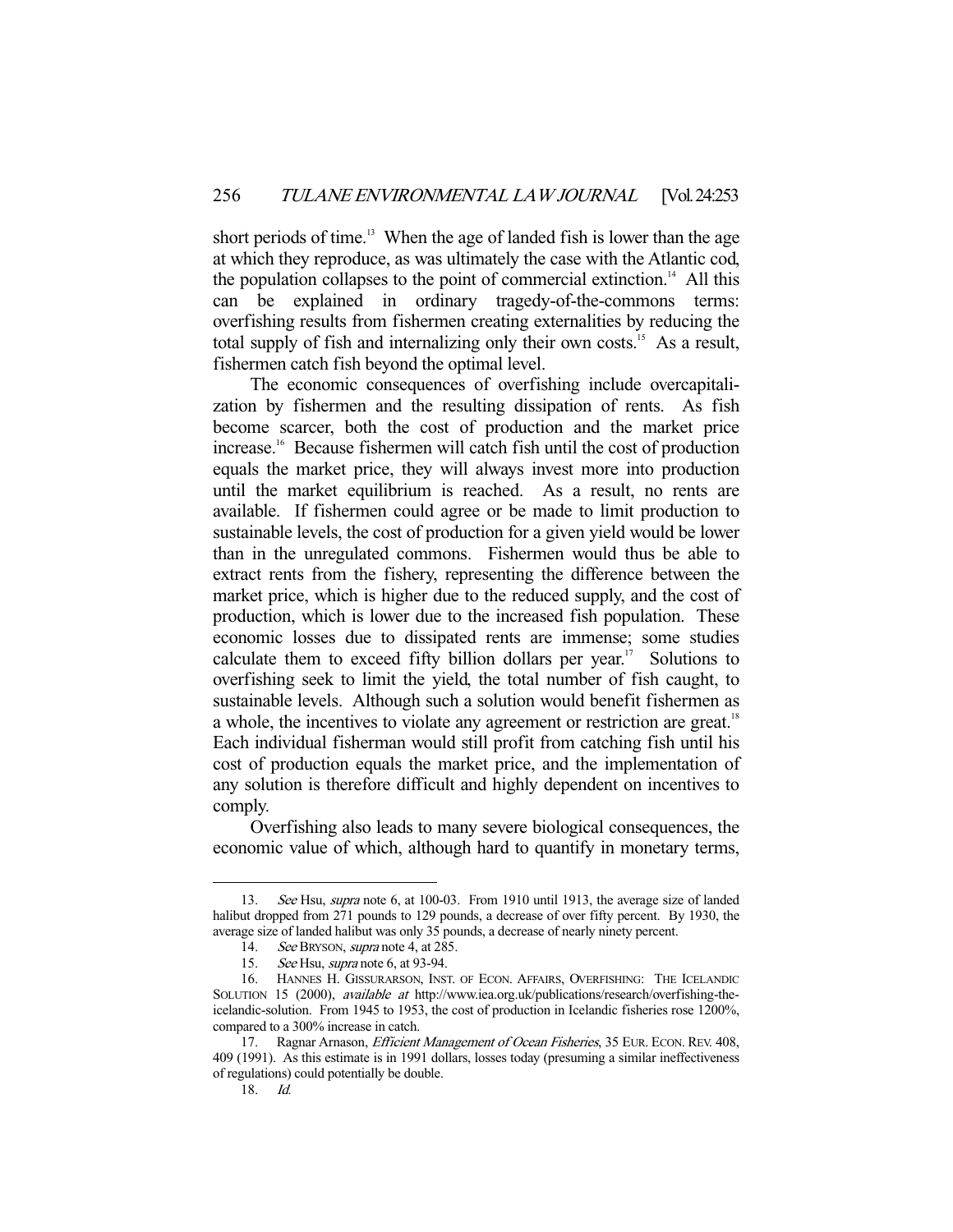short periods of time.[13] When the age of landed fish is lower than the age at which they reproduce, as was ultimately the case with the Atlantic cod, the population collapses to the point of commercial extinction.[14] All this can be explained in ordinary tragedy-of-the-commons terms: overfishing results from fishermen creating externalities by reducing the total supply of fish and internalizing only their own costs.[15] As a result, fishermen catch fish beyond the optimal level.

The economic consequences of overfishing include overcapitalization by fishermen and the resulting dissipation of rents. As fish become scarcer, both the cost of production and the market price increase.[16] Because fishermen will catch fish until the cost of production equals the market price, they will always invest more into production until the market equilibrium is reached. As a result, no rents are available. If fishermen could agree or be made to limit production to sustainable levels, the cost of production for a given yield would be lower than in the unregulated commons. Fishermen would thus be able to extract rents from the fishery, representing the difference between the market price, which is higher due to the reduced supply, and the cost of production, which is lower due to the increased fish population. These economic losses due to dissipated rents are immense; some studies calculate them to exceed fifty billion dollars per year.[17] Solutions to overfishing seek to limit the yield, the total number of fish caught, to sustainable levels. Although such a solution would benefit fishermen as a whole, the incentives to violate any agreement or restriction are great.[18] Each individual fisherman would still profit from catching fish until his cost of production equals the market price, and the implementation of any solution is therefore difficult and highly dependent on incentives to comply.

Overfishing also leads to many severe biological consequences, the economic value of which, although hard to quantify in monetary terms,

---

13. *See* Hsu, *supra* note 6, at 100-03. From 1910 until 1913, the average size of landed halibut dropped from 271 pounds to 129 pounds, a decrease of over fifty percent. By 1930, the average size of landed halibut was only 35 pounds, a decrease of nearly ninety percent.

14. *See* BRYSON, *supra* note 4, at 285.

15. *See* Hsu, *supra* note 6, at 93-94.

16. HANNES H. GISSURARSON, INST. OF ECON. AFFAIRS, OVERFISHING: THE ICELANDIC SOLUTION 15 (2000), *available at* http://www.iea.org.uk/publications/research/overfishing-the-icelandic-solution. From 1945 to 1953, the cost of production in Icelandic fisheries rose 1200%, compared to a 300% increase in catch.

17. Ragnar Arnason, *Efficient Management of Ocean Fisheries*, 35 EUR. ECON. REV. 408, 409 (1991). As this estimate is in 1991 dollars, losses today (presuming a similar ineffectiveness of regulations) could potentially be double.

18. *Id.*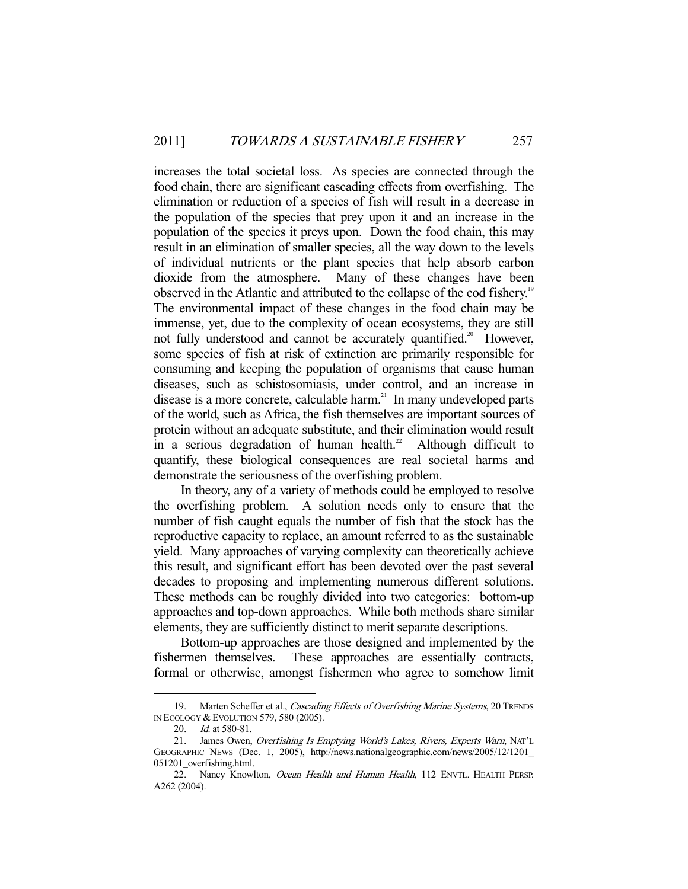increases the total societal loss. As species are connected through the food chain, there are significant cascading effects from overfishing. The elimination or reduction of a species of fish will result in a decrease in the population of the species that prey upon it and an increase in the population of the species it preys upon. Down the food chain, this may result in an elimination of smaller species, all the way down to the levels of individual nutrients or the plant species that help absorb carbon dioxide from the atmosphere. Many of these changes have been observed in the Atlantic and attributed to the collapse of the cod fishery.[19] The environmental impact of these changes in the food chain may be immense, yet, due to the complexity of ocean ecosystems, they are still not fully understood and cannot be accurately quantified.[20] However, some species of fish at risk of extinction are primarily responsible for consuming and keeping the population of organisms that cause human diseases, such as schistosomiasis, under control, and an increase in disease is a more concrete, calculable harm.[21] In many undeveloped parts of the world, such as Africa, the fish themselves are important sources of protein without an adequate substitute, and their elimination would result in a serious degradation of human health.[22] Although difficult to quantify, these biological consequences are real societal harms and demonstrate the seriousness of the overfishing problem.

In theory, any of a variety of methods could be employed to resolve the overfishing problem. A solution needs only to ensure that the number of fish caught equals the number of fish that the stock has the reproductive capacity to replace, an amount referred to as the sustainable yield. Many approaches of varying complexity can theoretically achieve this result, and significant effort has been devoted over the past several decades to proposing and implementing numerous different solutions. These methods can be roughly divided into two categories: bottom-up approaches and top-down approaches. While both methods share similar elements, they are sufficiently distinct to merit separate descriptions.

Bottom-up approaches are those designed and implemented by the fishermen themselves. These approaches are essentially contracts, formal or otherwise, amongst fishermen who agree to somehow limit

---

19. Marten Scheffer et al., *Cascading Effects of Overfishing Marine Systems*, 20 TRENDS IN ECOLOGY & EVOLUTION 579, 580 (2005).

20. *Id.* at 580-81.

21. James Owen, *Overfishing Is Emptying World's Lakes, Rivers, Experts Warn*, NAT'L GEOGRAPHIC NEWS (Dec. 1, 2005), http://news.nationalgeographic.com/news/2005/12/1201_051201_overfishing.html.

22. Nancy Knowlton, *Ocean Health and Human Health*, 112 ENVTL. HEALTH PERSP. A262 (2004).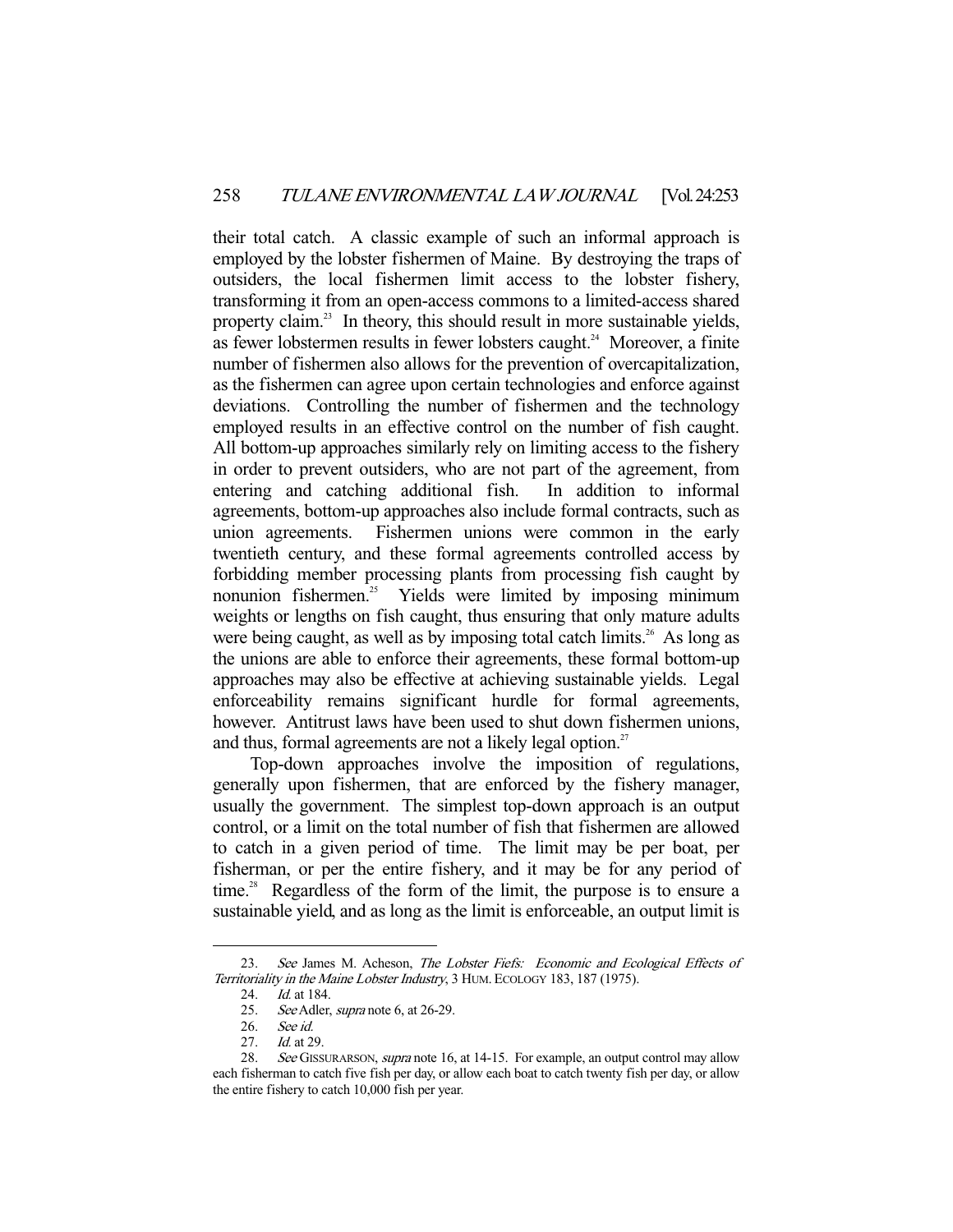their total catch. A classic example of such an informal approach is employed by the lobster fishermen of Maine. By destroying the traps of outsiders, the local fishermen limit access to the lobster fishery, transforming it from an open-access commons to a limited-access shared property claim.[23] In theory, this should result in more sustainable yields, as fewer lobstermen results in fewer lobsters caught.[24] Moreover, a finite number of fishermen also allows for the prevention of overcapitalization, as the fishermen can agree upon certain technologies and enforce against deviations. Controlling the number of fishermen and the technology employed results in an effective control on the number of fish caught. All bottom-up approaches similarly rely on limiting access to the fishery in order to prevent outsiders, who are not part of the agreement, from entering and catching additional fish. In addition to informal agreements, bottom-up approaches also include formal contracts, such as union agreements. Fishermen unions were common in the early twentieth century, and these formal agreements controlled access by forbidding member processing plants from processing fish caught by nonunion fishermen.[25] Yields were limited by imposing minimum weights or lengths on fish caught, thus ensuring that only mature adults were being caught, as well as by imposing total catch limits.[26] As long as the unions are able to enforce their agreements, these formal bottom-up approaches may also be effective at achieving sustainable yields. Legal enforceability remains significant hurdle for formal agreements, however. Antitrust laws have been used to shut down fishermen unions, and thus, formal agreements are not a likely legal option.[27]

Top-down approaches involve the imposition of regulations, generally upon fishermen, that are enforced by the fishery manager, usually the government. The simplest top-down approach is an output control, or a limit on the total number of fish that fishermen are allowed to catch in a given period of time. The limit may be per boat, per fisherman, or per the entire fishery, and it may be for any period of time.[28] Regardless of the form of the limit, the purpose is to ensure a sustainable yield, and as long as the limit is enforceable, an output limit is

---

23. *See* James M. Acheson, *The Lobster Fiefs: Economic and Ecological Effects of Territoriality in the Maine Lobster Industry*, 3 HUM. ECOLOGY 183, 187 (1975).

24. *Id.* at 184.

25. *See* Adler, *supra* note 6, at 26-29.

26. *See id.*

27. *Id.* at 29.

28. *See* GISSURARSON, *supra* note 16, at 14-15. For example, an output control may allow each fisherman to catch five fish per day, or allow each boat to catch twenty fish per day, or allow the entire fishery to catch 10,000 fish per year.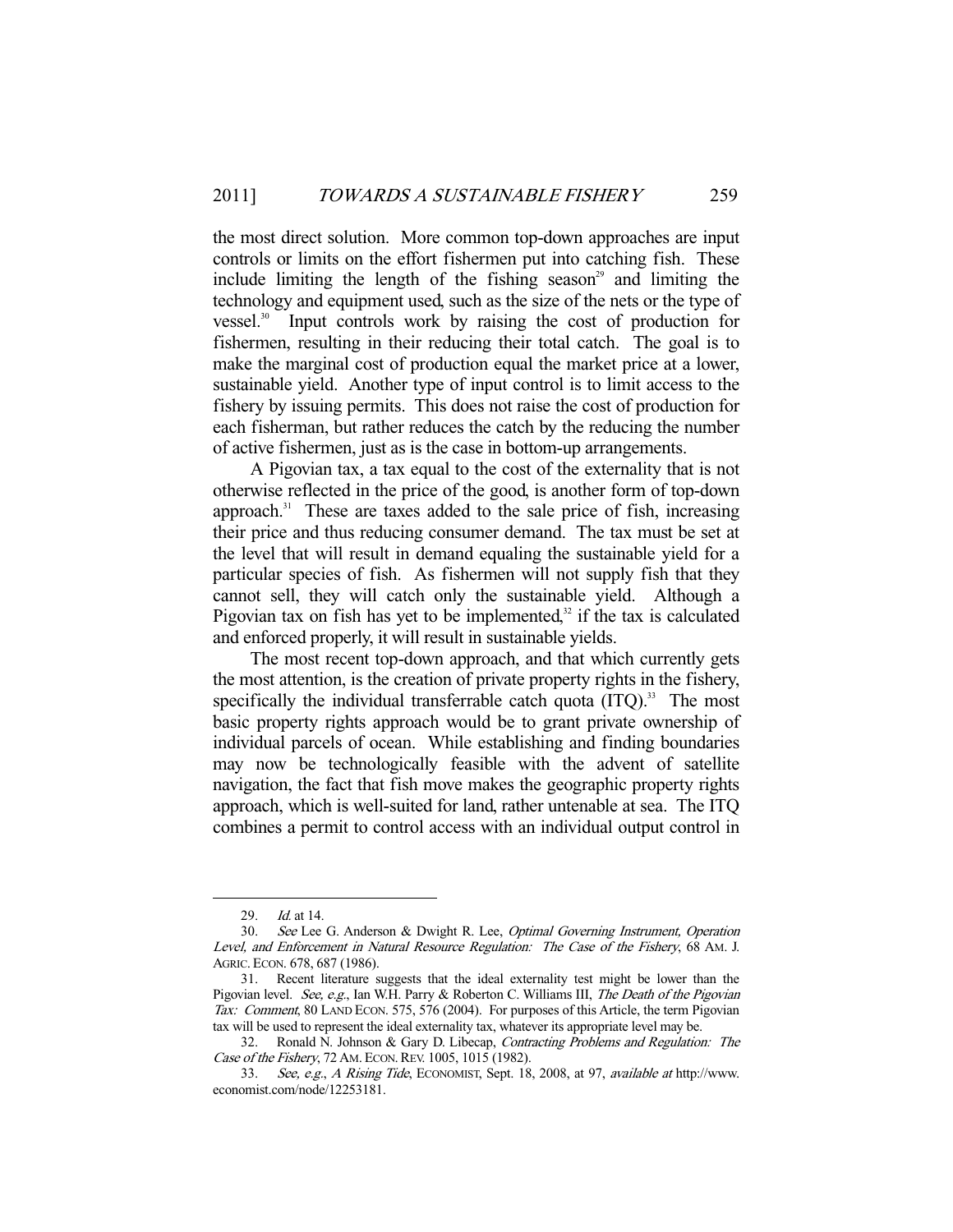the most direct solution. More common top-down approaches are input controls or limits on the effort fishermen put into catching fish. These include limiting the length of the fishing season[29] and limiting the technology and equipment used, such as the size of the nets or the type of vessel.[30] Input controls work by raising the cost of production for fishermen, resulting in their reducing their total catch. The goal is to make the marginal cost of production equal the market price at a lower, sustainable yield. Another type of input control is to limit access to the fishery by issuing permits. This does not raise the cost of production for each fisherman, but rather reduces the catch by the reducing the number of active fishermen, just as is the case in bottom-up arrangements.

A Pigovian tax, a tax equal to the cost of the externality that is not otherwise reflected in the price of the good, is another form of top-down approach.[31] These are taxes added to the sale price of fish, increasing their price and thus reducing consumer demand. The tax must be set at the level that will result in demand equaling the sustainable yield for a particular species of fish. As fishermen will not supply fish that they cannot sell, they will catch only the sustainable yield. Although a Pigovian tax on fish has yet to be implemented,[32] if the tax is calculated and enforced properly, it will result in sustainable yields.

The most recent top-down approach, and that which currently gets the most attention, is the creation of private property rights in the fishery, specifically the individual transferrable catch quota (ITQ).[33] The most basic property rights approach would be to grant private ownership of individual parcels of ocean. While establishing and finding boundaries may now be technologically feasible with the advent of satellite navigation, the fact that fish move makes the geographic property rights approach, which is well-suited for land, rather untenable at sea. The ITQ combines a permit to control access with an individual output control in

---

29. *Id.* at 14.

30. *See* Lee G. Anderson & Dwight R. Lee, *Optimal Governing Instrument, Operation Level, and Enforcement in Natural Resource Regulation: The Case of the Fishery*, 68 AM. J. AGRIC. ECON. 678, 687 (1986).

31. Recent literature suggests that the ideal externality test might be lower than the Pigovian level. *See, e.g.*, Ian W.H. Parry & Roberton C. Williams III, *The Death of the Pigovian Tax: Comment*, 80 LAND ECON. 575, 576 (2004). For purposes of this Article, the term Pigovian tax will be used to represent the ideal externality tax, whatever its appropriate level may be.

32. Ronald N. Johnson & Gary D. Libecap, *Contracting Problems and Regulation: The Case of the Fishery*, 72 AM. ECON. REV. 1005, 1015 (1982).

33. *See, e.g.*, *A Rising Tide*, ECONOMIST, Sept. 18, 2008, at 97, *available at* http://www.economist.com/node/12253181.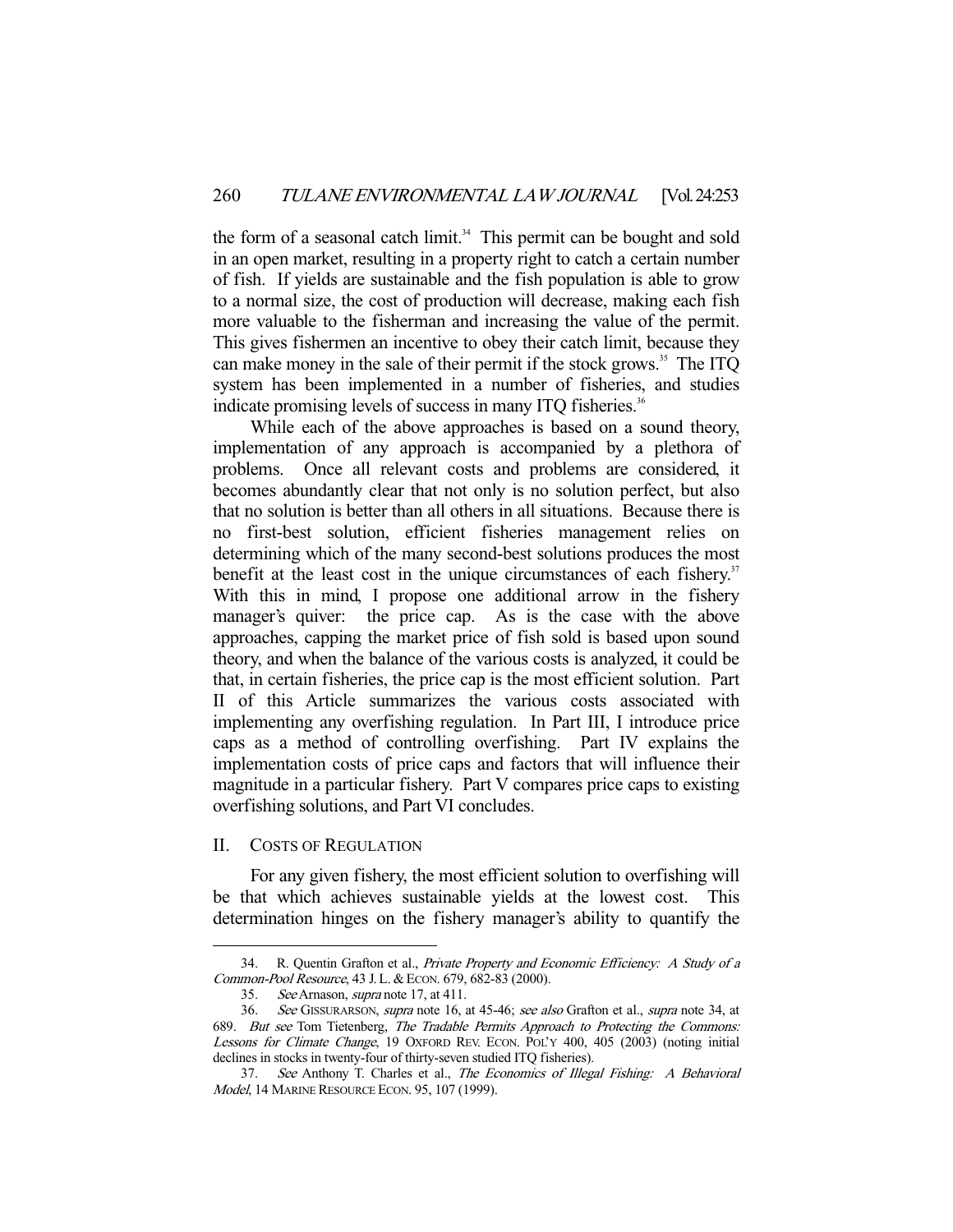the form of a seasonal catch limit.[34] This permit can be bought and sold in an open market, resulting in a property right to catch a certain number of fish. If yields are sustainable and the fish population is able to grow to a normal size, the cost of production will decrease, making each fish more valuable to the fisherman and increasing the value of the permit. This gives fishermen an incentive to obey their catch limit, because they can make money in the sale of their permit if the stock grows.[35] The ITQ system has been implemented in a number of fisheries, and studies indicate promising levels of success in many ITQ fisheries.[36]

While each of the above approaches is based on a sound theory, implementation of any approach is accompanied by a plethora of problems. Once all relevant costs and problems are considered, it becomes abundantly clear that not only is no solution perfect, but also that no solution is better than all others in all situations. Because there is no first-best solution, efficient fisheries management relies on determining which of the many second-best solutions produces the most benefit at the least cost in the unique circumstances of each fishery.[37] With this in mind, I propose one additional arrow in the fishery manager's quiver: the price cap. As is the case with the above approaches, capping the market price of fish sold is based upon sound theory, and when the balance of the various costs is analyzed, it could be that, in certain fisheries, the price cap is the most efficient solution. Part II of this Article summarizes the various costs associated with implementing any overfishing regulation. In Part III, I introduce price caps as a method of controlling overfishing. Part IV explains the implementation costs of price caps and factors that will influence their magnitude in a particular fishery. Part V compares price caps to existing overfishing solutions, and Part VI concludes.

## II. COSTS OF REGULATION

For any given fishery, the most efficient solution to overfishing will be that which achieves sustainable yields at the lowest cost. This determination hinges on the fishery manager's ability to quantify the

---

34. R. Quentin Grafton et al., *Private Property and Economic Efficiency: A Study of a Common-Pool Resource*, 43 J. L. & ECON. 679, 682-83 (2000).

35. *See* Arnason, *supra* note 17, at 411.

36. *See* GISSURARSON, *supra* note 16, at 45-46; *see also* Grafton et al., *supra* note 34, at 689. *But see* Tom Tietenberg, *The Tradable Permits Approach to Protecting the Commons: Lessons for Climate Change*, 19 OXFORD REV. ECON. POL'Y 400, 405 (2003) (noting initial declines in stocks in twenty-four of thirty-seven studied ITQ fisheries).

37. *See* Anthony T. Charles et al., *The Economics of Illegal Fishing: A Behavioral Model*, 14 MARINE RESOURCE ECON. 95, 107 (1999).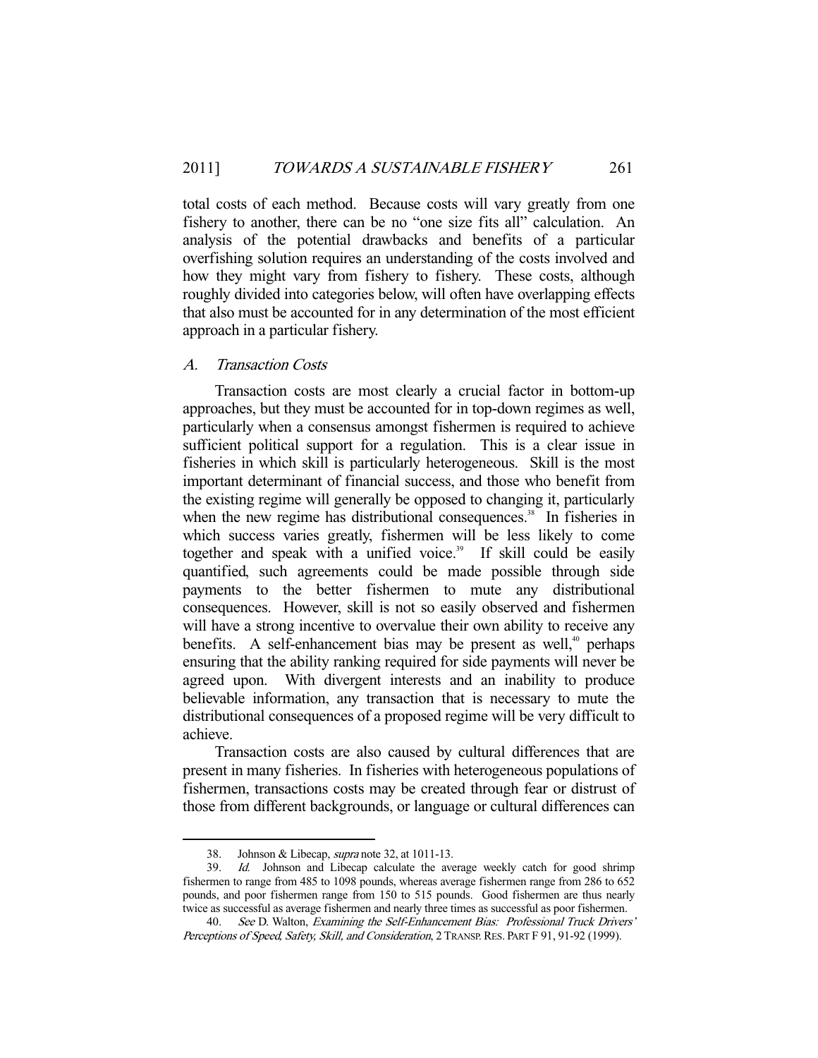total costs of each method. Because costs will vary greatly from one fishery to another, there can be no "one size fits all" calculation. An analysis of the potential drawbacks and benefits of a particular overfishing solution requires an understanding of the costs involved and how they might vary from fishery to fishery. These costs, although roughly divided into categories below, will often have overlapping effects that also must be accounted for in any determination of the most efficient approach in a particular fishery.

### *A. Transaction Costs*

Transaction costs are most clearly a crucial factor in bottom-up approaches, but they must be accounted for in top-down regimes as well, particularly when a consensus amongst fishermen is required to achieve sufficient political support for a regulation. This is a clear issue in fisheries in which skill is particularly heterogeneous. Skill is the most important determinant of financial success, and those who benefit from the existing regime will generally be opposed to changing it, particularly when the new regime has distributional consequences.[38] In fisheries in which success varies greatly, fishermen will be less likely to come together and speak with a unified voice.[39] If skill could be easily quantified, such agreements could be made possible through side payments to the better fishermen to mute any distributional consequences. However, skill is not so easily observed and fishermen will have a strong incentive to overvalue their own ability to receive any benefits. A self-enhancement bias may be present as well,[40] perhaps ensuring that the ability ranking required for side payments will never be agreed upon. With divergent interests and an inability to produce believable information, any transaction that is necessary to mute the distributional consequences of a proposed regime will be very difficult to achieve.

Transaction costs are also caused by cultural differences that are present in many fisheries. In fisheries with heterogeneous populations of fishermen, transactions costs may be created through fear or distrust of those from different backgrounds, or language or cultural differences can

---

38. Johnson & Libecap, *supra* note 32, at 1011-13.

39. *Id.* Johnson and Libecap calculate the average weekly catch for good shrimp fishermen to range from 485 to 1098 pounds, whereas average fishermen range from 286 to 652 pounds, and poor fishermen range from 150 to 515 pounds. Good fishermen are thus nearly twice as successful as average fishermen and nearly three times as successful as poor fishermen.

40. *See* D. Walton, *Examining the Self-Enhancement Bias: Professional Truck Drivers' Perceptions of Speed, Safety, Skill, and Consideration*, 2 TRANSP. RES. PART F 91, 91-92 (1999).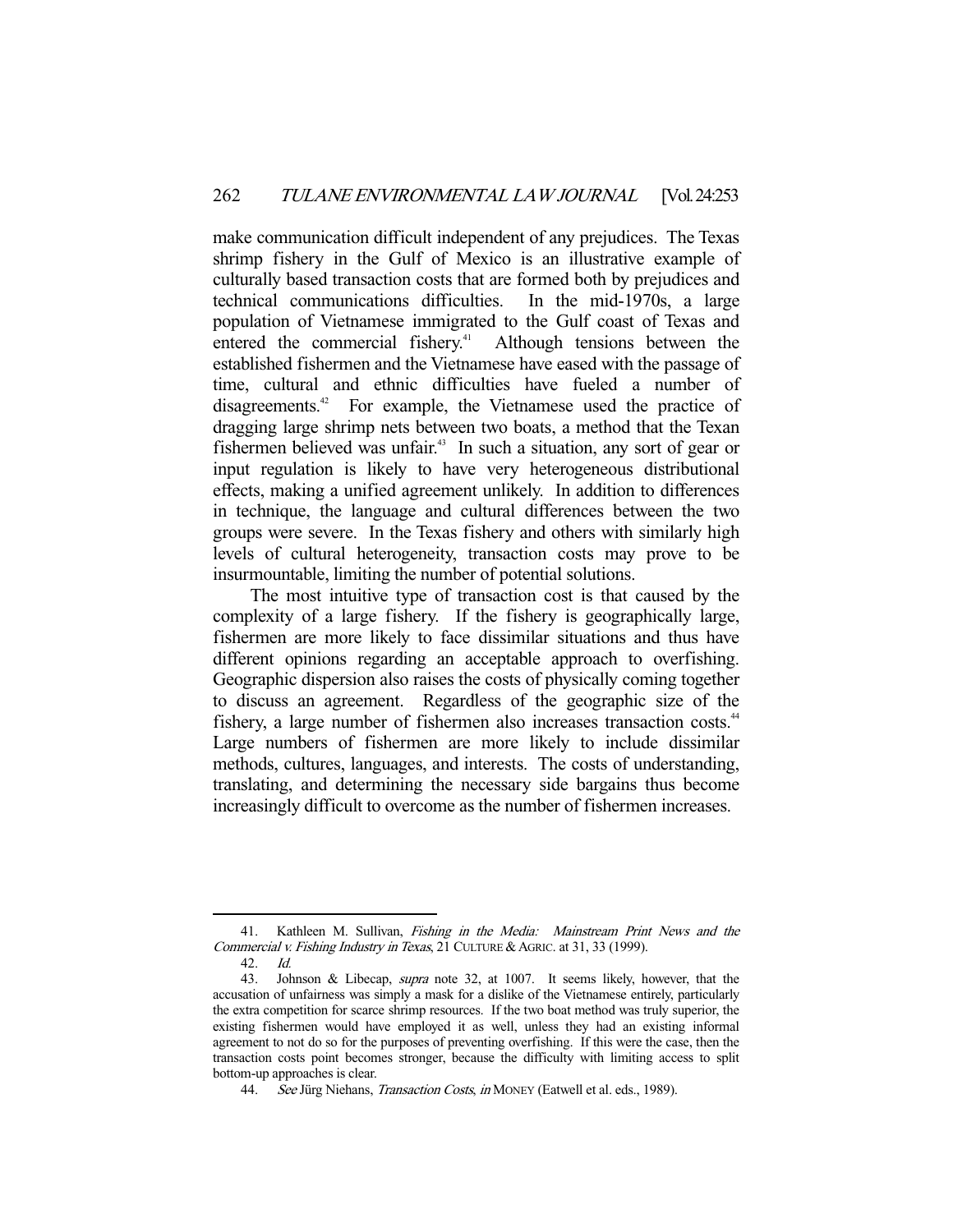make communication difficult independent of any prejudices. The Texas shrimp fishery in the Gulf of Mexico is an illustrative example of culturally based transaction costs that are formed both by prejudices and technical communications difficulties. In the mid-1970s, a large population of Vietnamese immigrated to the Gulf coast of Texas and entered the commercial fishery.[41] Although tensions between the established fishermen and the Vietnamese have eased with the passage of time, cultural and ethnic difficulties have fueled a number of disagreements.[42] For example, the Vietnamese used the practice of dragging large shrimp nets between two boats, a method that the Texan fishermen believed was unfair.[43] In such a situation, any sort of gear or input regulation is likely to have very heterogeneous distributional effects, making a unified agreement unlikely. In addition to differences in technique, the language and cultural differences between the two groups were severe. In the Texas fishery and others with similarly high levels of cultural heterogeneity, transaction costs may prove to be insurmountable, limiting the number of potential solutions.

The most intuitive type of transaction cost is that caused by the complexity of a large fishery. If the fishery is geographically large, fishermen are more likely to face dissimilar situations and thus have different opinions regarding an acceptable approach to overfishing. Geographic dispersion also raises the costs of physically coming together to discuss an agreement. Regardless of the geographic size of the fishery, a large number of fishermen also increases transaction costs.[44] Large numbers of fishermen are more likely to include dissimilar methods, cultures, languages, and interests. The costs of understanding, translating, and determining the necessary side bargains thus become increasingly difficult to overcome as the number of fishermen increases.

---

41. Kathleen M. Sullivan, *Fishing in the Media: Mainstream Print News and the Commercial v. Fishing Industry in Texas*, 21 CULTURE & AGRIC. at 31, 33 (1999).

42. *Id.*

43. Johnson & Libecap, *supra* note 32, at 1007. It seems likely, however, that the accusation of unfairness was simply a mask for a dislike of the Vietnamese entirely, particularly the extra competition for scarce shrimp resources. If the two boat method was truly superior, the existing fishermen would have employed it as well, unless they had an existing informal agreement to not do so for the purposes of preventing overfishing. If this were the case, then the transaction costs point becomes stronger, because the difficulty with limiting access to split bottom-up approaches is clear.

44. *See* Jürg Niehans, *Transaction Costs*, *in* MONEY (Eatwell et al. eds., 1989).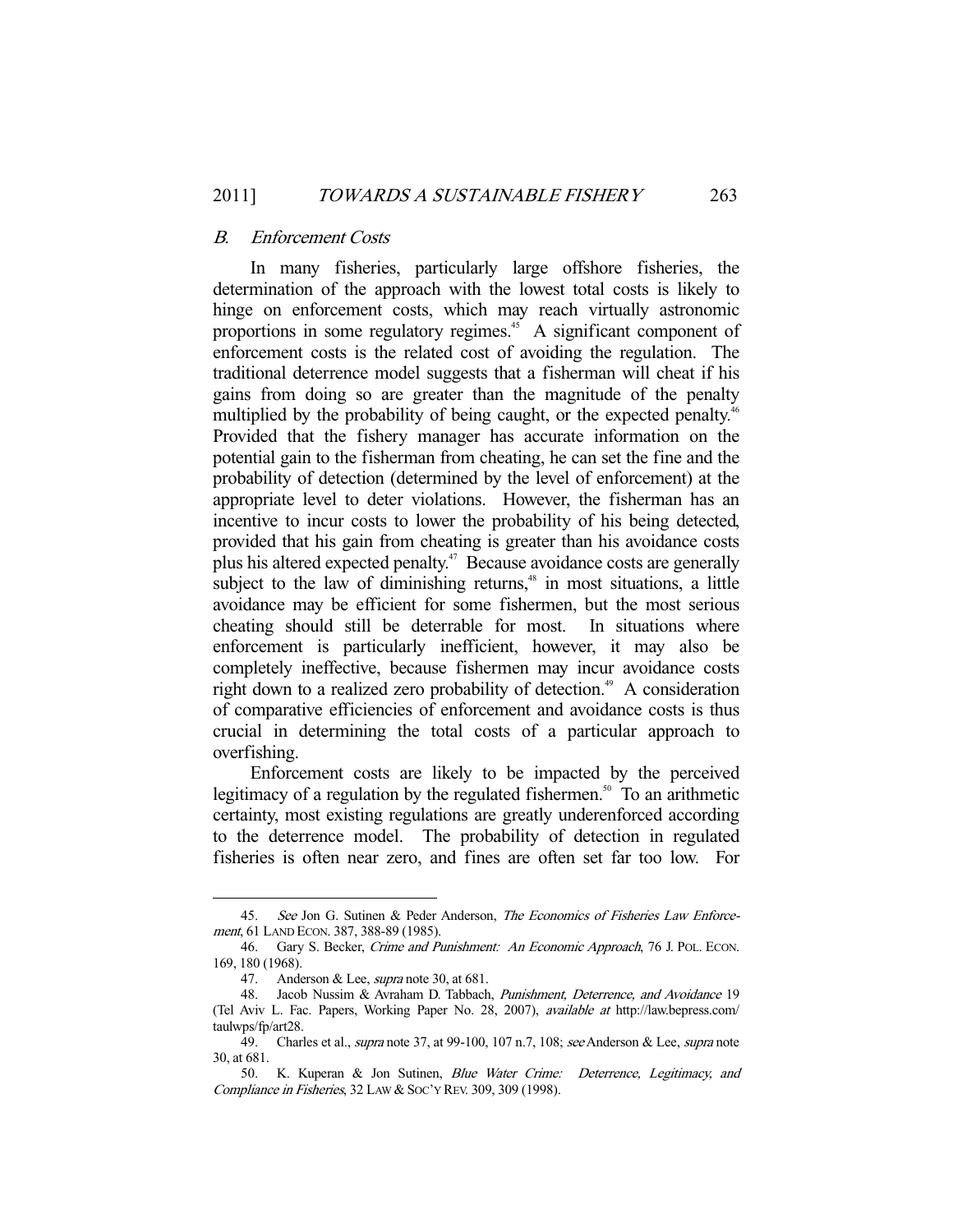### *B. Enforcement Costs*

In many fisheries, particularly large offshore fisheries, the determination of the approach with the lowest total costs is likely to hinge on enforcement costs, which may reach virtually astronomic proportions in some regulatory regimes.[45] A significant component of enforcement costs is the related cost of avoiding the regulation. The traditional deterrence model suggests that a fisherman will cheat if his gains from doing so are greater than the magnitude of the penalty multiplied by the probability of being caught, or the expected penalty.[46] Provided that the fishery manager has accurate information on the potential gain to the fisherman from cheating, he can set the fine and the probability of detection (determined by the level of enforcement) at the appropriate level to deter violations. However, the fisherman has an incentive to incur costs to lower the probability of his being detected, provided that his gain from cheating is greater than his avoidance costs plus his altered expected penalty.[47] Because avoidance costs are generally subject to the law of diminishing returns,[48] in most situations, a little avoidance may be efficient for some fishermen, but the most serious cheating should still be deterrable for most. In situations where enforcement is particularly inefficient, however, it may also be completely ineffective, because fishermen may incur avoidance costs right down to a realized zero probability of detection.[49] A consideration of comparative efficiencies of enforcement and avoidance costs is thus crucial in determining the total costs of a particular approach to overfishing.

Enforcement costs are likely to be impacted by the perceived legitimacy of a regulation by the regulated fishermen.[50] To an arithmetic certainty, most existing regulations are greatly underenforced according to the deterrence model. The probability of detection in regulated fisheries is often near zero, and fines are often set far too low. For

---

45. *See* Jon G. Sutinen & Peder Anderson, *The Economics of Fisheries Law Enforcement*, 61 LAND ECON. 387, 388-89 (1985).

46. Gary S. Becker, *Crime and Punishment: An Economic Approach*, 76 J. POL. ECON. 169, 180 (1968).

47. Anderson & Lee, *supra* note 30, at 681.

48. Jacob Nussim & Avraham D. Tabbach, *Punishment, Deterrence, and Avoidance* 19 (Tel Aviv L. Fac. Papers, Working Paper No. 28, 2007), *available at* http://law.bepress.com/taulwps/fp/art28.

49. Charles et al., *supra* note 37, at 99-100, 107 n.7, 108; *see* Anderson & Lee, *supra* note 30, at 681.

50. K. Kuperan & Jon Sutinen, *Blue Water Crime: Deterrence, Legitimacy, and Compliance in Fisheries*, 32 LAW & SOC'Y REV. 309, 309 (1998).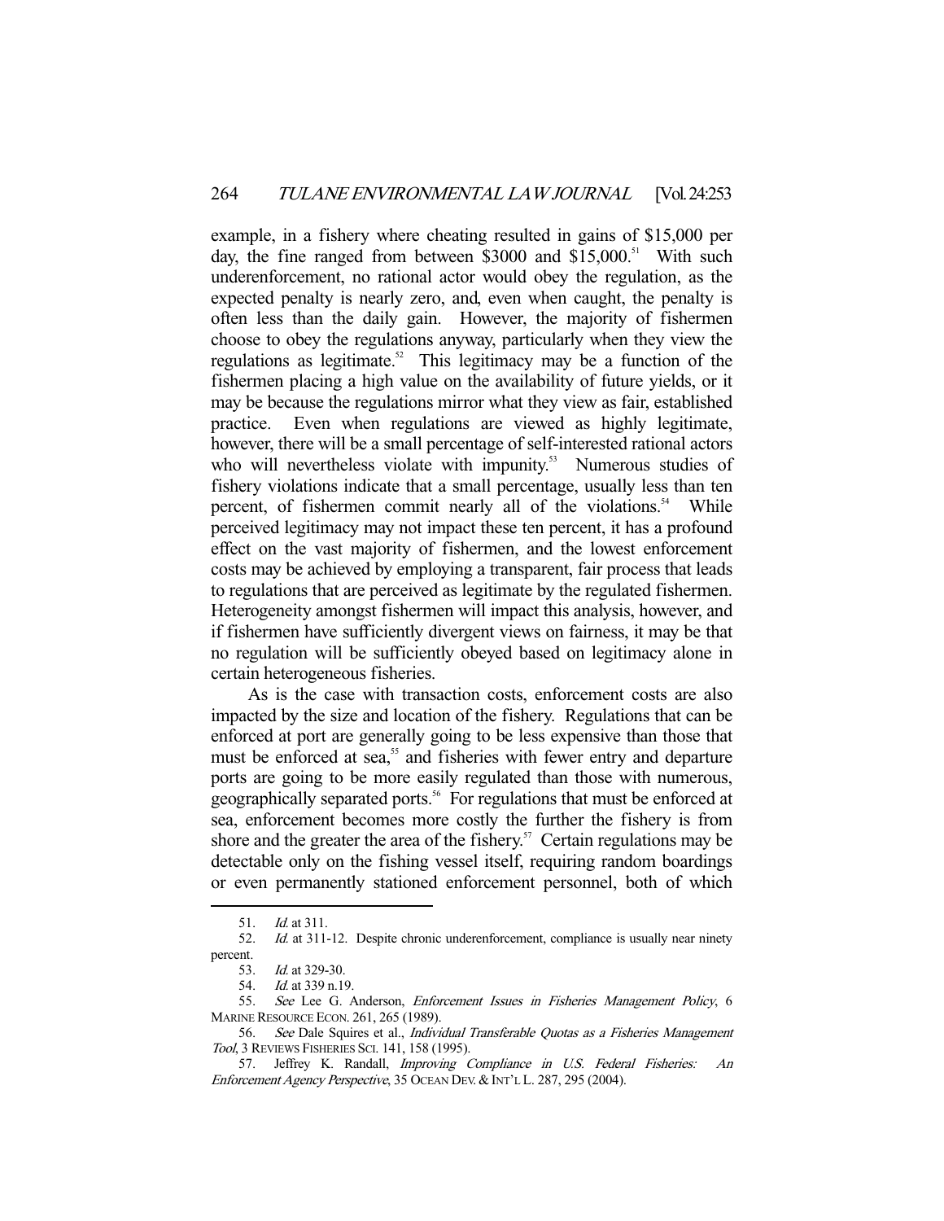example, in a fishery where cheating resulted in gains of $15,000 per day, the fine ranged from between $3000 and $15,000.[51] With such underenforcement, no rational actor would obey the regulation, as the expected penalty is nearly zero, and, even when caught, the penalty is often less than the daily gain. However, the majority of fishermen choose to obey the regulations anyway, particularly when they view the regulations as legitimate.[52] This legitimacy may be a function of the fishermen placing a high value on the availability of future yields, or it may be because the regulations mirror what they view as fair, established practice. Even when regulations are viewed as highly legitimate, however, there will be a small percentage of self-interested rational actors who will nevertheless violate with impunity.[53] Numerous studies of fishery violations indicate that a small percentage, usually less than ten percent, of fishermen commit nearly all of the violations.[54] While perceived legitimacy may not impact these ten percent, it has a profound effect on the vast majority of fishermen, and the lowest enforcement costs may be achieved by employing a transparent, fair process that leads to regulations that are perceived as legitimate by the regulated fishermen. Heterogeneity amongst fishermen will impact this analysis, however, and if fishermen have sufficiently divergent views on fairness, it may be that no regulation will be sufficiently obeyed based on legitimacy alone in certain heterogeneous fisheries.

As is the case with transaction costs, enforcement costs are also impacted by the size and location of the fishery. Regulations that can be enforced at port are generally going to be less expensive than those that must be enforced at sea,[55] and fisheries with fewer entry and departure ports are going to be more easily regulated than those with numerous, geographically separated ports.[56] For regulations that must be enforced at sea, enforcement becomes more costly the further the fishery is from shore and the greater the area of the fishery.[57] Certain regulations may be detectable only on the fishing vessel itself, requiring random boardings or even permanently stationed enforcement personnel, both of which

---

51. *Id.* at 311.

52. *Id.* at 311-12. Despite chronic underenforcement, compliance is usually near ninety percent.

53. *Id.* at 329-30.

54. *Id.* at 339 n.19.

55. *See* Lee G. Anderson, *Enforcement Issues in Fisheries Management Policy*, 6 MARINE RESOURCE ECON. 261, 265 (1989).

56. *See* Dale Squires et al., *Individual Transferable Quotas as a Fisheries Management Tool*, 3 REVIEWS FISHERIES SCI. 141, 158 (1995).

57. Jeffrey K. Randall, *Improving Compliance in U.S. Federal Fisheries: An Enforcement Agency Perspective*, 35 OCEAN DEV. & INT'L L. 287, 295 (2004).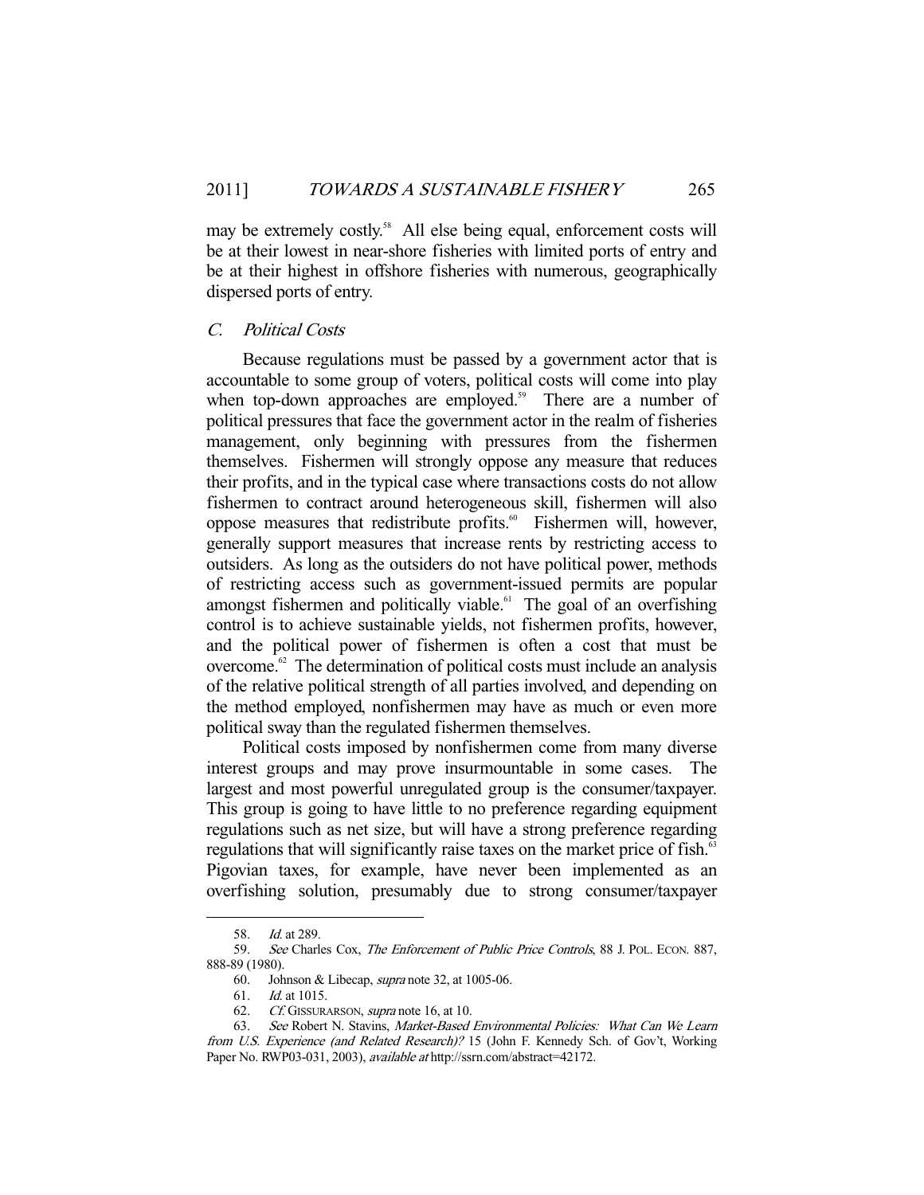may be extremely costly.[58] All else being equal, enforcement costs will be at their lowest in near-shore fisheries with limited ports of entry and be at their highest in offshore fisheries with numerous, geographically dispersed ports of entry.

### *C. Political Costs*

Because regulations must be passed by a government actor that is accountable to some group of voters, political costs will come into play when top-down approaches are employed.[59] There are a number of political pressures that face the government actor in the realm of fisheries management, only beginning with pressures from the fishermen themselves. Fishermen will strongly oppose any measure that reduces their profits, and in the typical case where transactions costs do not allow fishermen to contract around heterogeneous skill, fishermen will also oppose measures that redistribute profits.[60] Fishermen will, however, generally support measures that increase rents by restricting access to outsiders. As long as the outsiders do not have political power, methods of restricting access such as government-issued permits are popular amongst fishermen and politically viable.[61] The goal of an overfishing control is to achieve sustainable yields, not fishermen profits, however, and the political power of fishermen is often a cost that must be overcome.[62] The determination of political costs must include an analysis of the relative political strength of all parties involved, and depending on the method employed, nonfishermen may have as much or even more political sway than the regulated fishermen themselves.

Political costs imposed by nonfishermen come from many diverse interest groups and may prove insurmountable in some cases. The largest and most powerful unregulated group is the consumer/taxpayer. This group is going to have little to no preference regarding equipment regulations such as net size, but will have a strong preference regarding regulations that will significantly raise taxes on the market price of fish.[63] Pigovian taxes, for example, have never been implemented as an overfishing solution, presumably due to strong consumer/taxpayer

---

58. *Id.* at 289.

59. *See* Charles Cox, *The Enforcement of Public Price Controls*, 88 J. POL. ECON. 887, 888-89 (1980).

60. Johnson & Libecap, *supra* note 32, at 1005-06.

61. *Id.* at 1015.

62. *Cf.* GISSURARSON, *supra* note 16, at 10.

63. *See* Robert N. Stavins, *Market-Based Environmental Policies: What Can We Learn from U.S. Experience (and Related Research)?* 15 (John F. Kennedy Sch. of Gov't, Working Paper No. RWP03-031, 2003), *available at* http://ssrn.com/abstract=42172.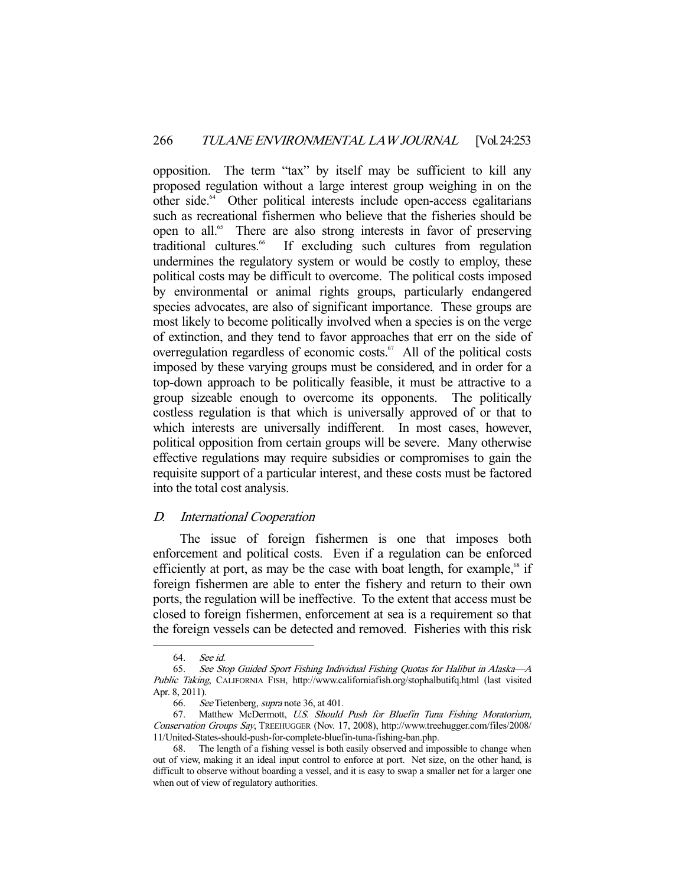opposition. The term "tax" by itself may be sufficient to kill any proposed regulation without a large interest group weighing in on the other side.[64] Other political interests include open-access egalitarians such as recreational fishermen who believe that the fisheries should be open to all.[65] There are also strong interests in favor of preserving traditional cultures.[66] If excluding such cultures from regulation undermines the regulatory system or would be costly to employ, these political costs may be difficult to overcome. The political costs imposed by environmental or animal rights groups, particularly endangered species advocates, are also of significant importance. These groups are most likely to become politically involved when a species is on the verge of extinction, and they tend to favor approaches that err on the side of overregulation regardless of economic costs.[67] All of the political costs imposed by these varying groups must be considered, and in order for a top-down approach to be politically feasible, it must be attractive to a group sizeable enough to overcome its opponents. The politically costless regulation is that which is universally approved of or that to which interests are universally indifferent. In most cases, however, political opposition from certain groups will be severe. Many otherwise effective regulations may require subsidies or compromises to gain the requisite support of a particular interest, and these costs must be factored into the total cost analysis.

### D. *International Cooperation*

The issue of foreign fishermen is one that imposes both enforcement and political costs. Even if a regulation can be enforced efficiently at port, as may be the case with boat length, for example,[68] if foreign fishermen are able to enter the fishery and return to their own ports, the regulation will be ineffective. To the extent that access must be closed to foreign fishermen, enforcement at sea is a requirement so that the foreign vessels can be detected and removed. Fisheries with this risk

---

64. *See id.*

65. *See Stop Guided Sport Fishing Individual Fishing Quotas for Halibut in Alaska—A Public Taking*, CALIFORNIA FISH, http://www.californiafish.org/stophalbutifq.html (last visited Apr. 8, 2011).

66. *See* Tietenberg, *supra* note 36, at 401.

67. Matthew McDermott, *U.S. Should Push for Bluefin Tuna Fishing Moratorium, Conservation Groups Say*, TREEHUGGER (Nov. 17, 2008), http://www.treehugger.com/files/2008/11/United-States-should-push-for-complete-bluefin-tuna-fishing-ban.php.

68. The length of a fishing vessel is both easily observed and impossible to change when out of view, making it an ideal input control to enforce at port. Net size, on the other hand, is difficult to observe without boarding a vessel, and it is easy to swap a smaller net for a larger one when out of view of regulatory authorities.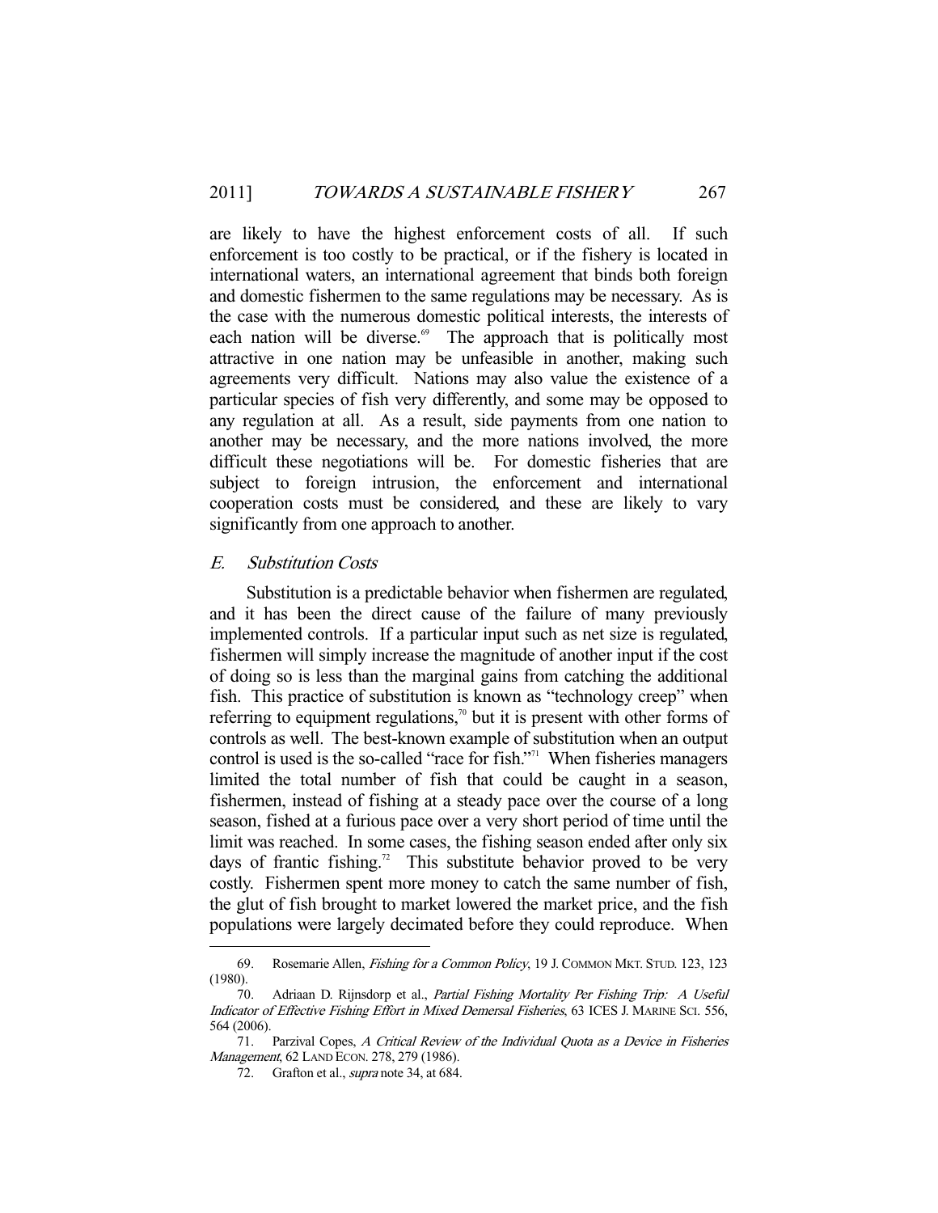are likely to have the highest enforcement costs of all. If such enforcement is too costly to be practical, or if the fishery is located in international waters, an international agreement that binds both foreign and domestic fishermen to the same regulations may be necessary. As is the case with the numerous domestic political interests, the interests of each nation will be diverse.[69] The approach that is politically most attractive in one nation may be unfeasible in another, making such agreements very difficult. Nations may also value the existence of a particular species of fish very differently, and some may be opposed to any regulation at all. As a result, side payments from one nation to another may be necessary, and the more nations involved, the more difficult these negotiations will be. For domestic fisheries that are subject to foreign intrusion, the enforcement and international cooperation costs must be considered, and these are likely to vary significantly from one approach to another.

### *E. Substitution Costs*

Substitution is a predictable behavior when fishermen are regulated, and it has been the direct cause of the failure of many previously implemented controls. If a particular input such as net size is regulated, fishermen will simply increase the magnitude of another input if the cost of doing so is less than the marginal gains from catching the additional fish. This practice of substitution is known as "technology creep" when referring to equipment regulations,[70] but it is present with other forms of controls as well. The best-known example of substitution when an output control is used is the so-called "race for fish."[71] When fisheries managers limited the total number of fish that could be caught in a season, fishermen, instead of fishing at a steady pace over the course of a long season, fished at a furious pace over a very short period of time until the limit was reached. In some cases, the fishing season ended after only six days of frantic fishing.[72] This substitute behavior proved to be very costly. Fishermen spent more money to catch the same number of fish, the glut of fish brought to market lowered the market price, and the fish populations were largely decimated before they could reproduce. When

---

69. Rosemarie Allen, *Fishing for a Common Policy*, 19 J. COMMON MKT. STUD. 123, 123 (1980).

70. Adriaan D. Rijnsdorp et al., *Partial Fishing Mortality Per Fishing Trip: A Useful Indicator of Effective Fishing Effort in Mixed Demersal Fisheries*, 63 ICES J. MARINE SCI. 556, 564 (2006).

71. Parzival Copes, *A Critical Review of the Individual Quota as a Device in Fisheries Management*, 62 LAND ECON. 278, 279 (1986).

72. Grafton et al., *supra* note 34, at 684.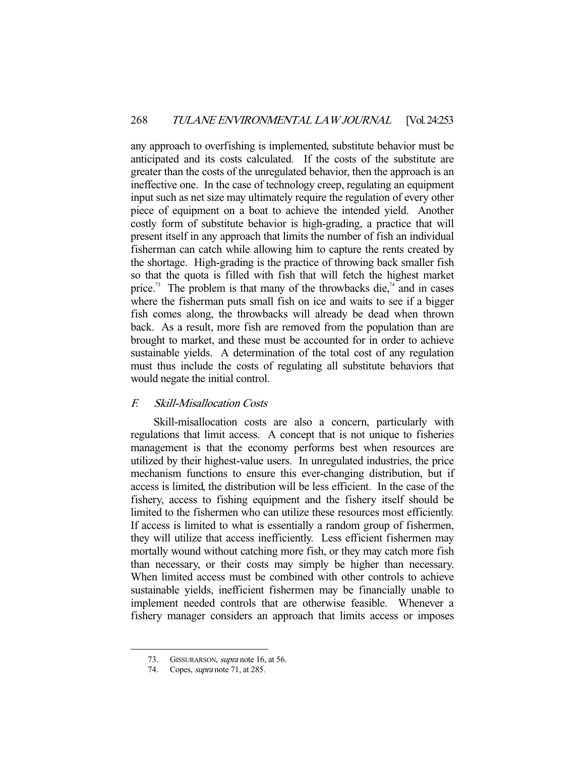any approach to overfishing is implemented, substitute behavior must be anticipated and its costs calculated. If the costs of the substitute are greater than the costs of the unregulated behavior, then the approach is an ineffective one. In the case of technology creep, regulating an equipment input such as net size may ultimately require the regulation of every other piece of equipment on a boat to achieve the intended yield. Another costly form of substitute behavior is high-grading, a practice that will present itself in any approach that limits the number of fish an individual fisherman can catch while allowing him to capture the rents created by the shortage. High-grading is the practice of throwing back smaller fish so that the quota is filled with fish that will fetch the highest market price.[73] The problem is that many of the throwbacks die,[74] and in cases where the fisherman puts small fish on ice and waits to see if a bigger fish comes along, the throwbacks will already be dead when thrown back. As a result, more fish are removed from the population than are brought to market, and these must be accounted for in order to achieve sustainable yields. A determination of the total cost of any regulation must thus include the costs of regulating all substitute behaviors that would negate the initial control.

### *F. Skill-Misallocation Costs*

Skill-misallocation costs are also a concern, particularly with regulations that limit access. A concept that is not unique to fisheries management is that the economy performs best when resources are utilized by their highest-value users. In unregulated industries, the price mechanism functions to ensure this ever-changing distribution, but if access is limited, the distribution will be less efficient. In the case of the fishery, access to fishing equipment and the fishery itself should be limited to the fishermen who can utilize these resources most efficiently. If access is limited to what is essentially a random group of fishermen, they will utilize that access inefficiently. Less efficient fishermen may mortally wound without catching more fish, or they may catch more fish than necessary, or their costs may simply be higher than necessary. When limited access must be combined with other controls to achieve sustainable yields, inefficient fishermen may be financially unable to implement needed controls that are otherwise feasible. Whenever a fishery manager considers an approach that limits access or imposes

---

73. GISSURARSON, *supra* note 16, at 56.

74. Copes, *supra* note 71, at 285.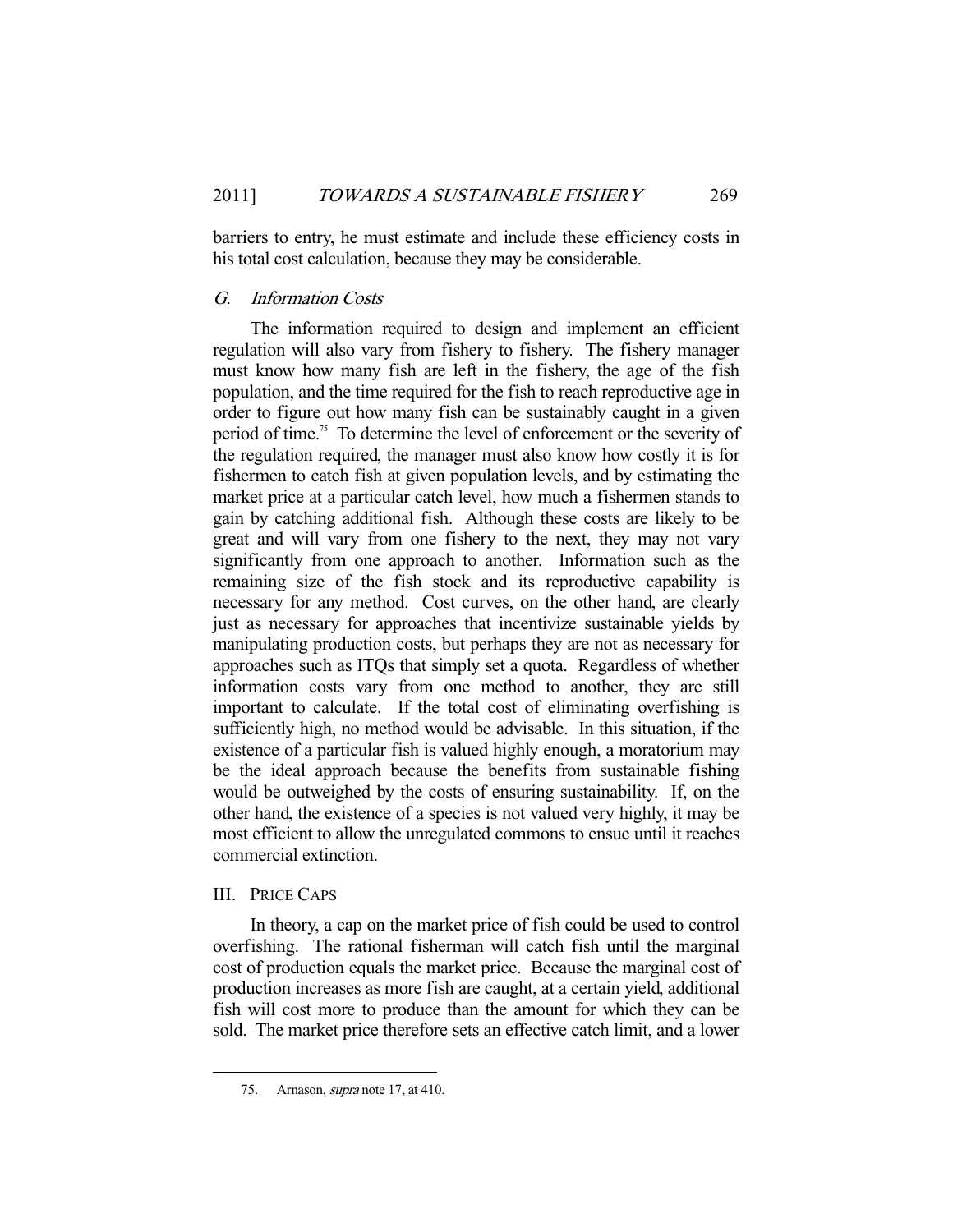barriers to entry, he must estimate and include these efficiency costs in his total cost calculation, because they may be considerable.

### G. *Information Costs*

The information required to design and implement an efficient regulation will also vary from fishery to fishery. The fishery manager must know how many fish are left in the fishery, the age of the fish population, and the time required for the fish to reach reproductive age in order to figure out how many fish can be sustainably caught in a given period of time.[75] To determine the level of enforcement or the severity of the regulation required, the manager must also know how costly it is for fishermen to catch fish at given population levels, and by estimating the market price at a particular catch level, how much a fishermen stands to gain by catching additional fish. Although these costs are likely to be great and will vary from one fishery to the next, they may not vary significantly from one approach to another. Information such as the remaining size of the fish stock and its reproductive capability is necessary for any method. Cost curves, on the other hand, are clearly just as necessary for approaches that incentivize sustainable yields by manipulating production costs, but perhaps they are not as necessary for approaches such as ITQs that simply set a quota. Regardless of whether information costs vary from one method to another, they are still important to calculate. If the total cost of eliminating overfishing is sufficiently high, no method would be advisable. In this situation, if the existence of a particular fish is valued highly enough, a moratorium may be the ideal approach because the benefits from sustainable fishing would be outweighed by the costs of ensuring sustainability. If, on the other hand, the existence of a species is not valued very highly, it may be most efficient to allow the unregulated commons to ensue until it reaches commercial extinction.

## III. PRICE CAPS

In theory, a cap on the market price of fish could be used to control overfishing. The rational fisherman will catch fish until the marginal cost of production equals the market price. Because the marginal cost of production increases as more fish are caught, at a certain yield, additional fish will cost more to produce than the amount for which they can be sold. The market price therefore sets an effective catch limit, and a lower

---

75. Arnason, *supra* note 17, at 410.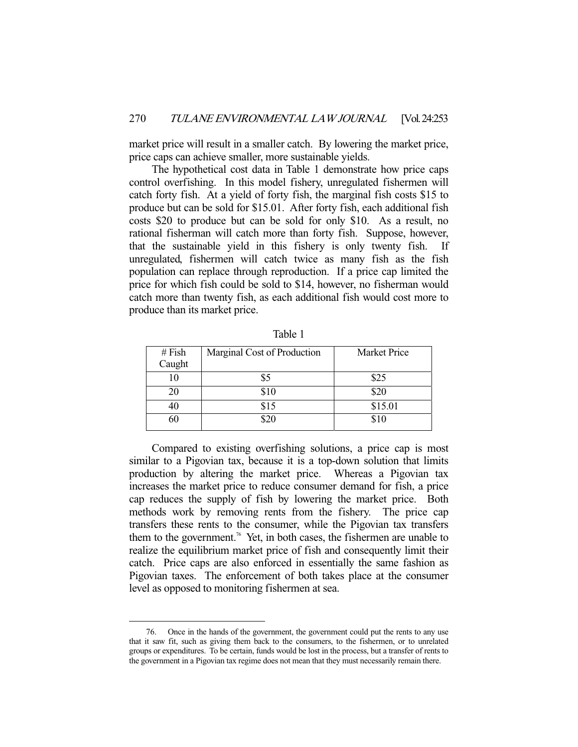market price will result in a smaller catch. By lowering the market price, price caps can achieve smaller, more sustainable yields.

The hypothetical cost data in Table 1 demonstrate how price caps control overfishing. In this model fishery, unregulated fishermen will catch forty fish. At a yield of forty fish, the marginal fish costs $15 to produce but can be sold for $15.01. After forty fish, each additional fish costs $20 to produce but can be sold for only $10. As a result, no rational fisherman will catch more than forty fish. Suppose, however, that the sustainable yield in this fishery is only twenty fish. If unregulated, fishermen will catch twice as many fish as the fish population can replace through reproduction. If a price cap limited the price for which fish could be sold to $14, however, no fisherman would catch more than twenty fish, as each additional fish would cost more to produce than its market price.

Table 1

| # Fish Caught | Marginal Cost of Production | Market Price |
|---|---|---|
| 10 | $5 | $25 |
| 20 | $10 | $20 |
| 40 | $15 | $15.01 |
| 60 | $20 | $10 |

Compared to existing overfishing solutions, a price cap is most similar to a Pigovian tax, because it is a top-down solution that limits production by altering the market price. Whereas a Pigovian tax increases the market price to reduce consumer demand for fish, a price cap reduces the supply of fish by lowering the market price. Both methods work by removing rents from the fishery. The price cap transfers these rents to the consumer, while the Pigovian tax transfers them to the government.[76] Yet, in both cases, the fishermen are unable to realize the equilibrium market price of fish and consequently limit their catch. Price caps are also enforced in essentially the same fashion as Pigovian taxes. The enforcement of both takes place at the consumer level as opposed to monitoring fishermen at sea.

76. Once in the hands of the government, the government could put the rents to any use that it saw fit, such as giving them back to the consumers, to the fishermen, or to unrelated groups or expenditures. To be certain, funds would be lost in the process, but a transfer of rents to the government in a Pigovian tax regime does not mean that they must necessarily remain there.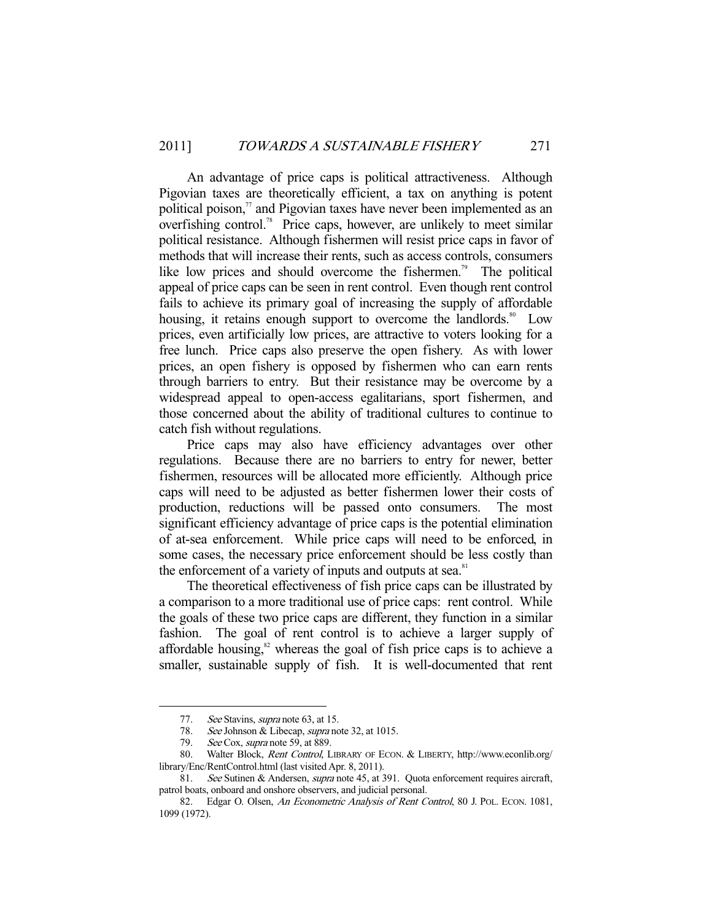An advantage of price caps is political attractiveness. Although Pigovian taxes are theoretically efficient, a tax on anything is potent political poison,[77] and Pigovian taxes have never been implemented as an overfishing control.[78] Price caps, however, are unlikely to meet similar political resistance. Although fishermen will resist price caps in favor of methods that will increase their rents, such as access controls, consumers like low prices and should overcome the fishermen.[79] The political appeal of price caps can be seen in rent control. Even though rent control fails to achieve its primary goal of increasing the supply of affordable housing, it retains enough support to overcome the landlords.[80] Low prices, even artificially low prices, are attractive to voters looking for a free lunch. Price caps also preserve the open fishery. As with lower prices, an open fishery is opposed by fishermen who can earn rents through barriers to entry. But their resistance may be overcome by a widespread appeal to open-access egalitarians, sport fishermen, and those concerned about the ability of traditional cultures to continue to catch fish without regulations.

Price caps may also have efficiency advantages over other regulations. Because there are no barriers to entry for newer, better fishermen, resources will be allocated more efficiently. Although price caps will need to be adjusted as better fishermen lower their costs of production, reductions will be passed onto consumers. The most significant efficiency advantage of price caps is the potential elimination of at-sea enforcement. While price caps will need to be enforced, in some cases, the necessary price enforcement should be less costly than the enforcement of a variety of inputs and outputs at sea.[81]

The theoretical effectiveness of fish price caps can be illustrated by a comparison to a more traditional use of price caps: rent control. While the goals of these two price caps are different, they function in a similar fashion. The goal of rent control is to achieve a larger supply of affordable housing,[82] whereas the goal of fish price caps is to achieve a smaller, sustainable supply of fish. It is well-documented that rent

---

77. *See* Stavins, *supra* note 63, at 15.

78. *See* Johnson & Libecap, *supra* note 32, at 1015.

79. *See* Cox, *supra* note 59, at 889.

80. Walter Block, *Rent Control*, LIBRARY OF ECON. & LIBERTY, http://www.econlib.org/library/Enc/RentControl.html (last visited Apr. 8, 2011).

81. *See* Sutinen & Andersen, *supra* note 45, at 391. Quota enforcement requires aircraft, patrol boats, onboard and onshore observers, and judicial personal.

82. Edgar O. Olsen, *An Econometric Analysis of Rent Control*, 80 J. POL. ECON. 1081, 1099 (1972).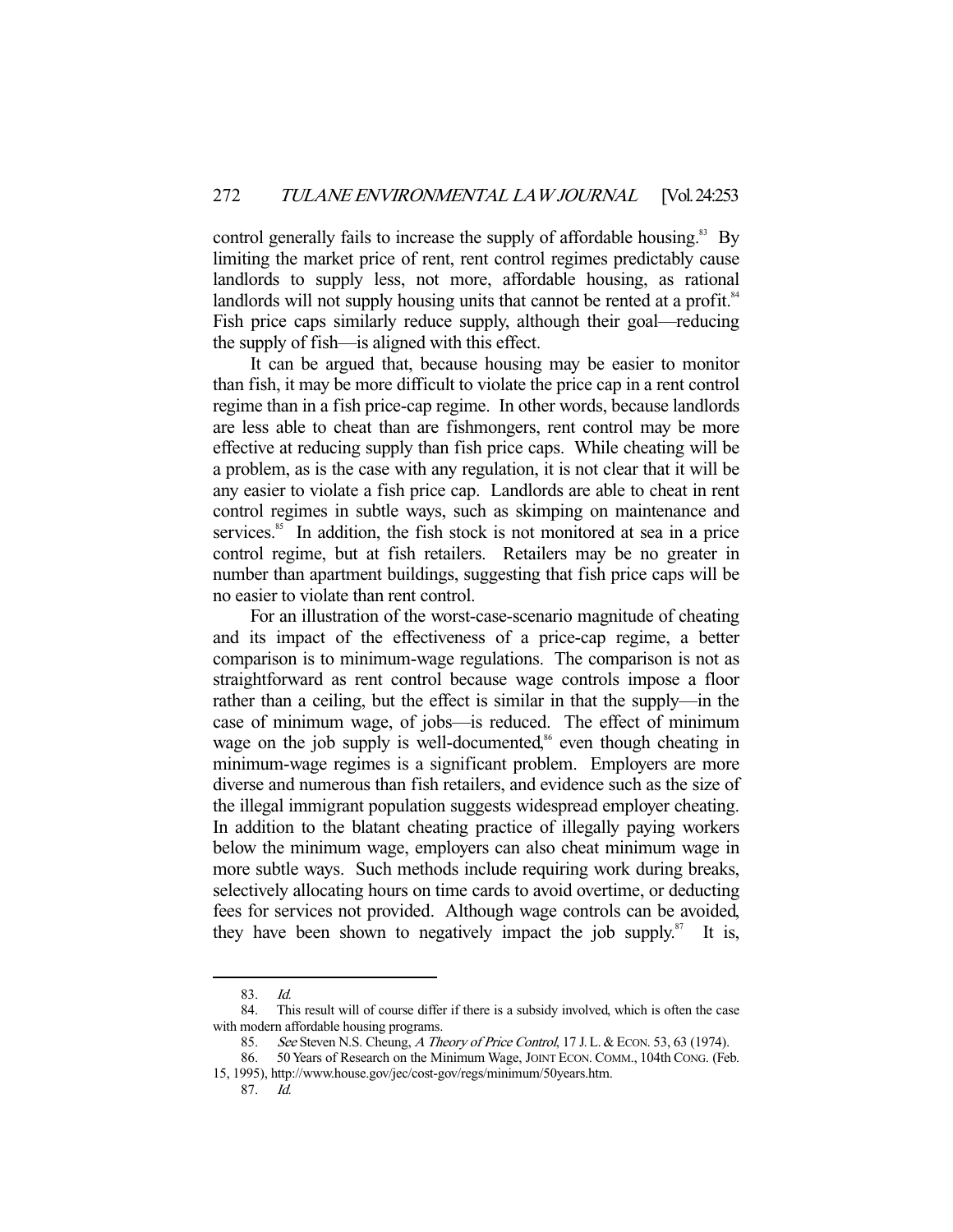control generally fails to increase the supply of affordable housing.[83] By limiting the market price of rent, rent control regimes predictably cause landlords to supply less, not more, affordable housing, as rational landlords will not supply housing units that cannot be rented at a profit.[84] Fish price caps similarly reduce supply, although their goal—reducing the supply of fish—is aligned with this effect.

It can be argued that, because housing may be easier to monitor than fish, it may be more difficult to violate the price cap in a rent control regime than in a fish price-cap regime. In other words, because landlords are less able to cheat than are fishmongers, rent control may be more effective at reducing supply than fish price caps. While cheating will be a problem, as is the case with any regulation, it is not clear that it will be any easier to violate a fish price cap. Landlords are able to cheat in rent control regimes in subtle ways, such as skimping on maintenance and services.[85] In addition, the fish stock is not monitored at sea in a price control regime, but at fish retailers. Retailers may be no greater in number than apartment buildings, suggesting that fish price caps will be no easier to violate than rent control.

For an illustration of the worst-case-scenario magnitude of cheating and its impact of the effectiveness of a price-cap regime, a better comparison is to minimum-wage regulations. The comparison is not as straightforward as rent control because wage controls impose a floor rather than a ceiling, but the effect is similar in that the supply—in the case of minimum wage, of jobs—is reduced. The effect of minimum wage on the job supply is well-documented,[86] even though cheating in minimum-wage regimes is a significant problem. Employers are more diverse and numerous than fish retailers, and evidence such as the size of the illegal immigrant population suggests widespread employer cheating. In addition to the blatant cheating practice of illegally paying workers below the minimum wage, employers can also cheat minimum wage in more subtle ways. Such methods include requiring work during breaks, selectively allocating hours on time cards to avoid overtime, or deducting fees for services not provided. Although wage controls can be avoided, they have been shown to negatively impact the job supply.[87] It is,

---

83. *Id.*

84. This result will of course differ if there is a subsidy involved, which is often the case with modern affordable housing programs.

85. *See* Steven N.S. Cheung, *A Theory of Price Control*, 17 J. L. & ECON. 53, 63 (1974).

86. 50 Years of Research on the Minimum Wage, JOINT ECON. COMM., 104th CONG. (Feb. 15, 1995), http://www.house.gov/jec/cost-gov/regs/minimum/50years.htm.

87. *Id.*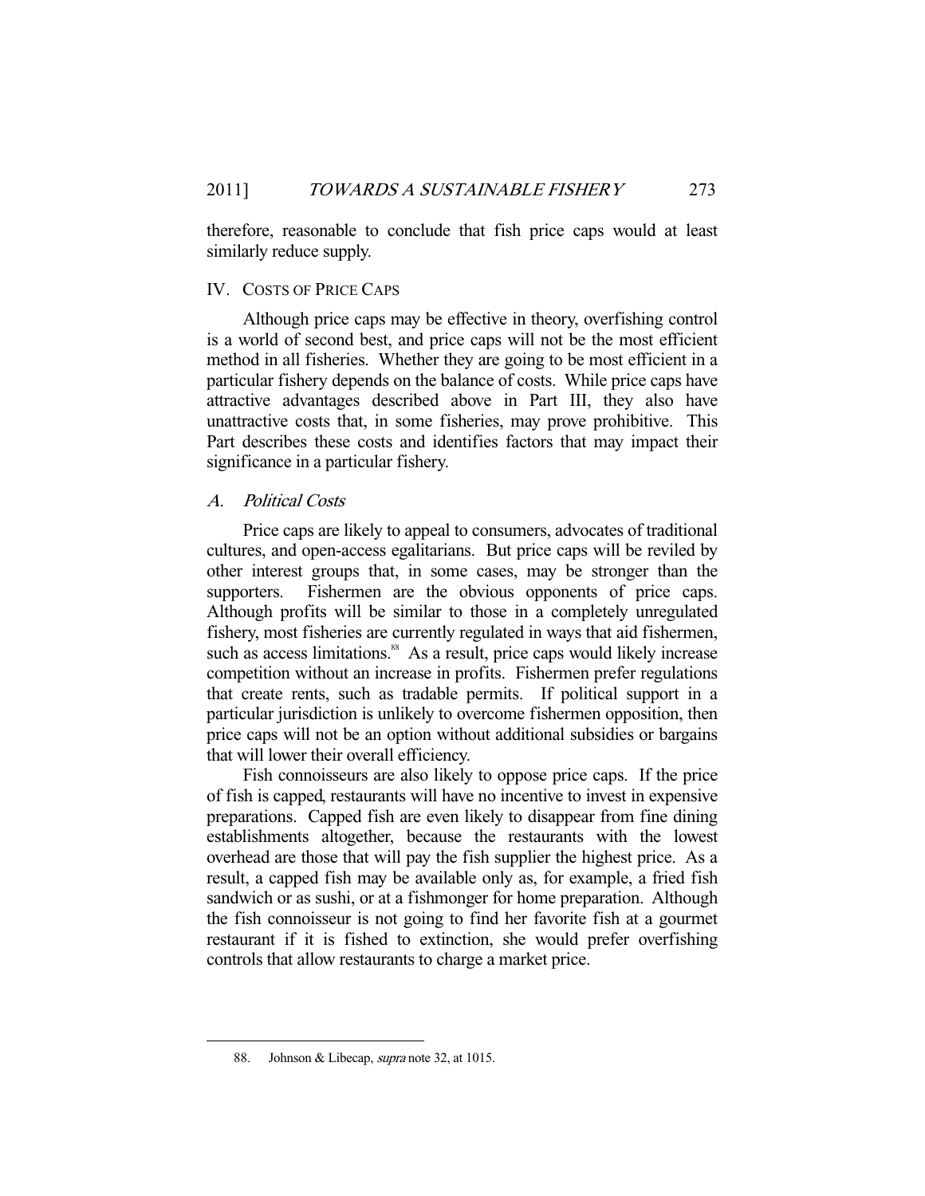therefore, reasonable to conclude that fish price caps would at least similarly reduce supply.

## IV. Costs of Price Caps

Although price caps may be effective in theory, overfishing control is a world of second best, and price caps will not be the most efficient method in all fisheries. Whether they are going to be most efficient in a particular fishery depends on the balance of costs. While price caps have attractive advantages described above in Part III, they also have unattractive costs that, in some fisheries, may prove prohibitive. This Part describes these costs and identifies factors that may impact their significance in a particular fishery.

### A. *Political Costs*

Price caps are likely to appeal to consumers, advocates of traditional cultures, and open-access egalitarians. But price caps will be reviled by other interest groups that, in some cases, may be stronger than the supporters. Fishermen are the obvious opponents of price caps. Although profits will be similar to those in a completely unregulated fishery, most fisheries are currently regulated in ways that aid fishermen, such as access limitations.[88] As a result, price caps would likely increase competition without an increase in profits. Fishermen prefer regulations that create rents, such as tradable permits. If political support in a particular jurisdiction is unlikely to overcome fishermen opposition, then price caps will not be an option without additional subsidies or bargains that will lower their overall efficiency.

Fish connoisseurs are also likely to oppose price caps. If the price of fish is capped, restaurants will have no incentive to invest in expensive preparations. Capped fish are even likely to disappear from fine dining establishments altogether, because the restaurants with the lowest overhead are those that will pay the fish supplier the highest price. As a result, a capped fish may be available only as, for example, a fried fish sandwich or as sushi, or at a fishmonger for home preparation. Although the fish connoisseur is not going to find her favorite fish at a gourmet restaurant if it is fished to extinction, she would prefer overfishing controls that allow restaurants to charge a market price.

---

88. Johnson & Libecap, *supra* note 32, at 1015.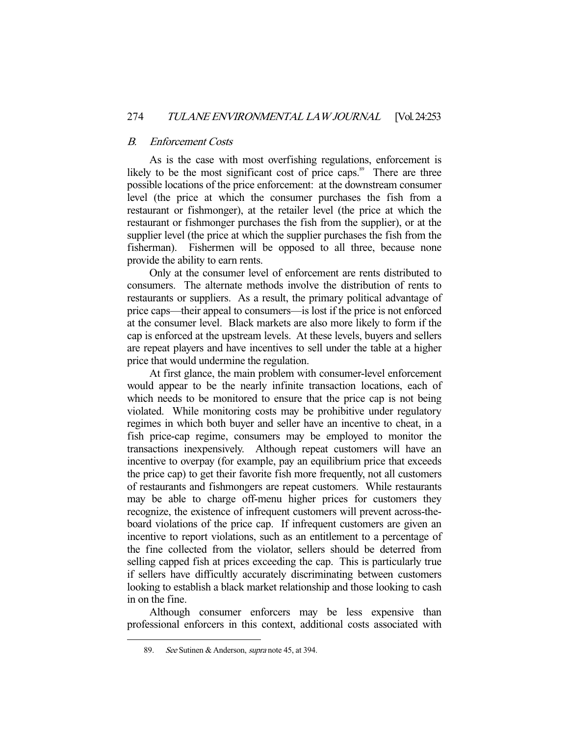### *B. Enforcement Costs*

As is the case with most overfishing regulations, enforcement is likely to be the most significant cost of price caps.[89] There are three possible locations of the price enforcement: at the downstream consumer level (the price at which the consumer purchases the fish from a restaurant or fishmonger), at the retailer level (the price at which the restaurant or fishmonger purchases the fish from the supplier), or at the supplier level (the price at which the supplier purchases the fish from the fisherman). Fishermen will be opposed to all three, because none provide the ability to earn rents.

Only at the consumer level of enforcement are rents distributed to consumers. The alternate methods involve the distribution of rents to restaurants or suppliers. As a result, the primary political advantage of price caps—their appeal to consumers—is lost if the price is not enforced at the consumer level. Black markets are also more likely to form if the cap is enforced at the upstream levels. At these levels, buyers and sellers are repeat players and have incentives to sell under the table at a higher price that would undermine the regulation.

At first glance, the main problem with consumer-level enforcement would appear to be the nearly infinite transaction locations, each of which needs to be monitored to ensure that the price cap is not being violated. While monitoring costs may be prohibitive under regulatory regimes in which both buyer and seller have an incentive to cheat, in a fish price-cap regime, consumers may be employed to monitor the transactions inexpensively. Although repeat customers will have an incentive to overpay (for example, pay an equilibrium price that exceeds the price cap) to get their favorite fish more frequently, not all customers of restaurants and fishmongers are repeat customers. While restaurants may be able to charge off-menu higher prices for customers they recognize, the existence of infrequent customers will prevent across-the-board violations of the price cap. If infrequent customers are given an incentive to report violations, such as an entitlement to a percentage of the fine collected from the violator, sellers should be deterred from selling capped fish at prices exceeding the cap. This is particularly true if sellers have difficultly accurately discriminating between customers looking to establish a black market relationship and those looking to cash in on the fine.

Although consumer enforcers may be less expensive than professional enforcers in this context, additional costs associated with

---

89. *See* Sutinen & Anderson, *supra* note 45, at 394.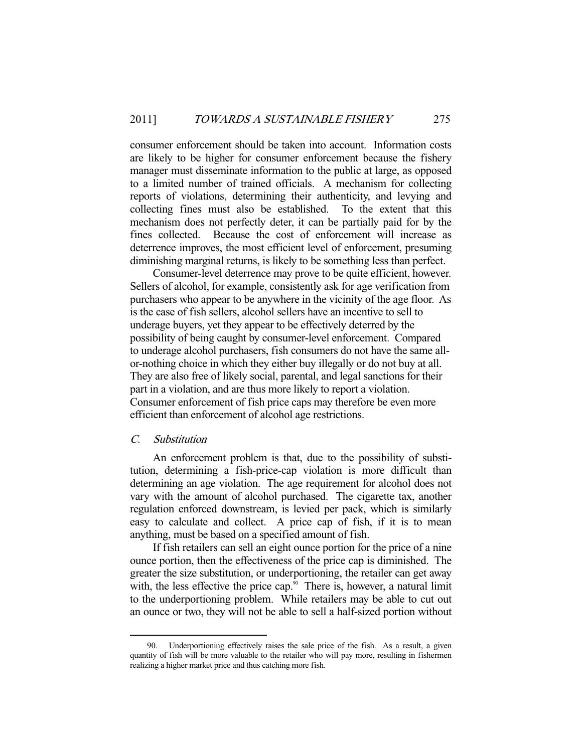consumer enforcement should be taken into account. Information costs are likely to be higher for consumer enforcement because the fishery manager must disseminate information to the public at large, as opposed to a limited number of trained officials. A mechanism for collecting reports of violations, determining their authenticity, and levying and collecting fines must also be established. To the extent that this mechanism does not perfectly deter, it can be partially paid for by the fines collected. Because the cost of enforcement will increase as deterrence improves, the most efficient level of enforcement, presuming diminishing marginal returns, is likely to be something less than perfect.

Consumer-level deterrence may prove to be quite efficient, however. Sellers of alcohol, for example, consistently ask for age verification from purchasers who appear to be anywhere in the vicinity of the age floor. As is the case of fish sellers, alcohol sellers have an incentive to sell to underage buyers, yet they appear to be effectively deterred by the possibility of being caught by consumer-level enforcement. Compared to underage alcohol purchasers, fish consumers do not have the same all-or-nothing choice in which they either buy illegally or do not buy at all. They are also free of likely social, parental, and legal sanctions for their part in a violation, and are thus more likely to report a violation. Consumer enforcement of fish price caps may therefore be even more efficient than enforcement of alcohol age restrictions.

### *C. Substitution*

An enforcement problem is that, due to the possibility of substitution, determining a fish-price-cap violation is more difficult than determining an age violation. The age requirement for alcohol does not vary with the amount of alcohol purchased. The cigarette tax, another regulation enforced downstream, is levied per pack, which is similarly easy to calculate and collect. A price cap of fish, if it is to mean anything, must be based on a specified amount of fish.

If fish retailers can sell an eight ounce portion for the price of a nine ounce portion, then the effectiveness of the price cap is diminished. The greater the size substitution, or underportioning, the retailer can get away with, the less effective the price cap.[90] There is, however, a natural limit to the underportioning problem. While retailers may be able to cut out an ounce or two, they will not be able to sell a half-sized portion without

---

90. Underportioning effectively raises the sale price of the fish. As a result, a given quantity of fish will be more valuable to the retailer who will pay more, resulting in fishermen realizing a higher market price and thus catching more fish.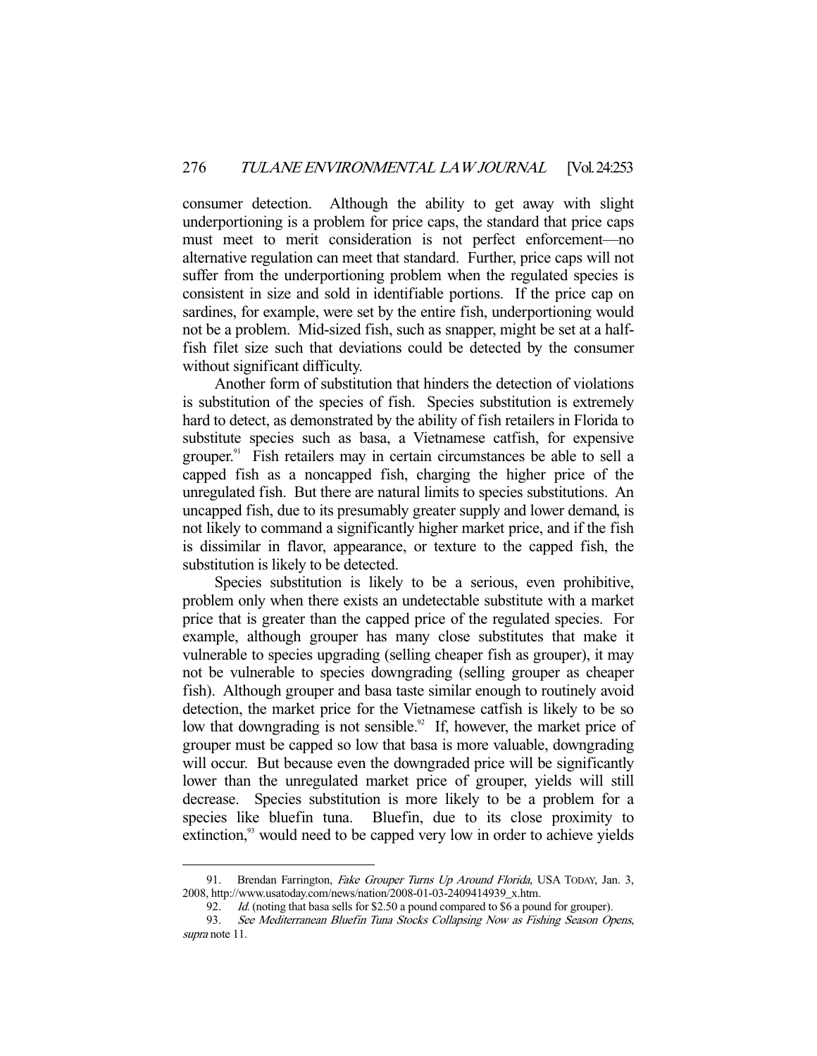consumer detection. Although the ability to get away with slight underportioning is a problem for price caps, the standard that price caps must meet to merit consideration is not perfect enforcement—no alternative regulation can meet that standard. Further, price caps will not suffer from the underportioning problem when the regulated species is consistent in size and sold in identifiable portions. If the price cap on sardines, for example, were set by the entire fish, underportioning would not be a problem. Mid-sized fish, such as snapper, might be set at a half-fish filet size such that deviations could be detected by the consumer without significant difficulty.

Another form of substitution that hinders the detection of violations is substitution of the species of fish. Species substitution is extremely hard to detect, as demonstrated by the ability of fish retailers in Florida to substitute species such as basa, a Vietnamese catfish, for expensive grouper.[91] Fish retailers may in certain circumstances be able to sell a capped fish as a noncapped fish, charging the higher price of the unregulated fish. But there are natural limits to species substitutions. An uncapped fish, due to its presumably greater supply and lower demand, is not likely to command a significantly higher market price, and if the fish is dissimilar in flavor, appearance, or texture to the capped fish, the substitution is likely to be detected.

Species substitution is likely to be a serious, even prohibitive, problem only when there exists an undetectable substitute with a market price that is greater than the capped price of the regulated species. For example, although grouper has many close substitutes that make it vulnerable to species upgrading (selling cheaper fish as grouper), it may not be vulnerable to species downgrading (selling grouper as cheaper fish). Although grouper and basa taste similar enough to routinely avoid detection, the market price for the Vietnamese catfish is likely to be so low that downgrading is not sensible.[92] If, however, the market price of grouper must be capped so low that basa is more valuable, downgrading will occur. But because even the downgraded price will be significantly lower than the unregulated market price of grouper, yields will still decrease. Species substitution is more likely to be a problem for a species like bluefin tuna. Bluefin, due to its close proximity to extinction,[93] would need to be capped very low in order to achieve yields

---

91. Brendan Farrington, *Fake Grouper Turns Up Around Florida*, USA TODAY, Jan. 3, 2008, http://www.usatoday.com/news/nation/2008-01-03-2409414939_x.htm.

92. *Id.* (noting that basa sells for $2.50 a pound compared to $6 a pound for grouper).

93. *See Mediterranean Bluefin Tuna Stocks Collapsing Now as Fishing Season Opens*, *supra* note 11.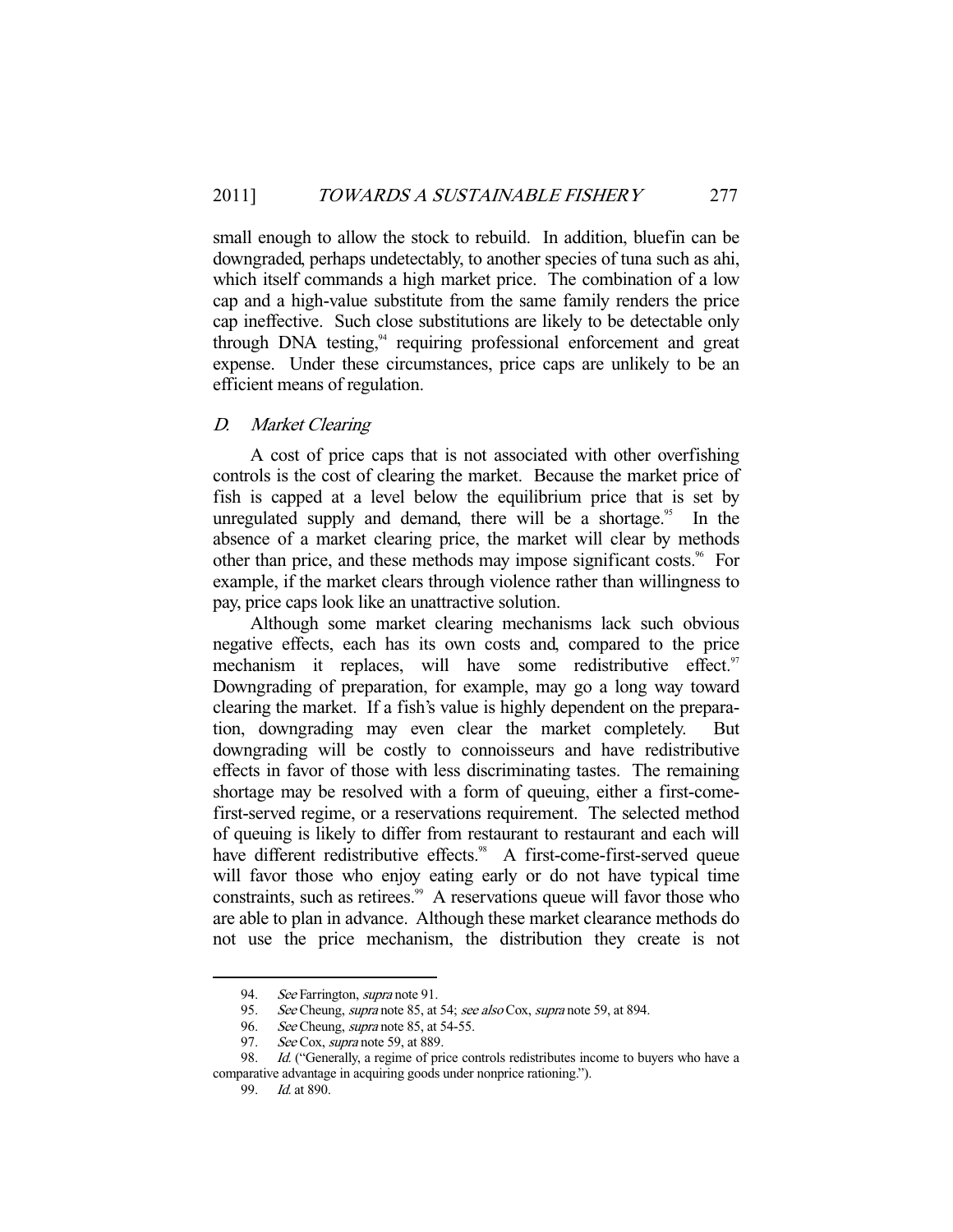small enough to allow the stock to rebuild. In addition, bluefin can be downgraded, perhaps undetectably, to another species of tuna such as ahi, which itself commands a high market price. The combination of a low cap and a high-value substitute from the same family renders the price cap ineffective. Such close substitutions are likely to be detectable only through DNA testing,[94] requiring professional enforcement and great expense. Under these circumstances, price caps are unlikely to be an efficient means of regulation.

### D. *Market Clearing*

A cost of price caps that is not associated with other overfishing controls is the cost of clearing the market. Because the market price of fish is capped at a level below the equilibrium price that is set by unregulated supply and demand, there will be a shortage.[95] In the absence of a market clearing price, the market will clear by methods other than price, and these methods may impose significant costs.[96] For example, if the market clears through violence rather than willingness to pay, price caps look like an unattractive solution.

Although some market clearing mechanisms lack such obvious negative effects, each has its own costs and, compared to the price mechanism it replaces, will have some redistributive effect.[97] Downgrading of preparation, for example, may go a long way toward clearing the market. If a fish's value is highly dependent on the preparation, downgrading may even clear the market completely. But downgrading will be costly to connoisseurs and have redistributive effects in favor of those with less discriminating tastes. The remaining shortage may be resolved with a form of queuing, either a first-come-first-served regime, or a reservations requirement. The selected method of queuing is likely to differ from restaurant to restaurant and each will have different redistributive effects.[98] A first-come-first-served queue will favor those who enjoy eating early or do not have typical time constraints, such as retirees.[99] A reservations queue will favor those who are able to plan in advance. Although these market clearance methods do not use the price mechanism, the distribution they create is not

---

94. *See* Farrington, *supra* note 91.

95. *See* Cheung, *supra* note 85, at 54; *see also* Cox, *supra* note 59, at 894.

96. *See* Cheung, *supra* note 85, at 54-55.

97. *See* Cox, *supra* note 59, at 889.

98. *Id.* ("Generally, a regime of price controls redistributes income to buyers who have a comparative advantage in acquiring goods under nonprice rationing.").

99. *Id.* at 890.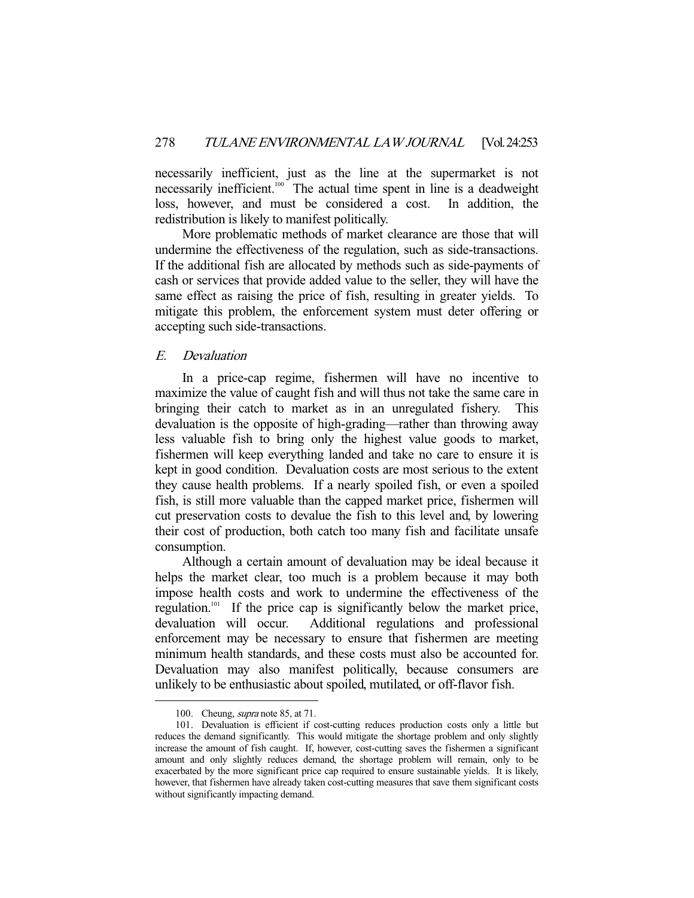necessarily inefficient, just as the line at the supermarket is not necessarily inefficient.[100] The actual time spent in line is a deadweight loss, however, and must be considered a cost. In addition, the redistribution is likely to manifest politically.

More problematic methods of market clearance are those that will undermine the effectiveness of the regulation, such as side-transactions. If the additional fish are allocated by methods such as side-payments of cash or services that provide added value to the seller, they will have the same effect as raising the price of fish, resulting in greater yields. To mitigate this problem, the enforcement system must deter offering or accepting such side-transactions.

### *E. Devaluation*

In a price-cap regime, fishermen will have no incentive to maximize the value of caught fish and will thus not take the same care in bringing their catch to market as in an unregulated fishery. This devaluation is the opposite of high-grading—rather than throwing away less valuable fish to bring only the highest value goods to market, fishermen will keep everything landed and take no care to ensure it is kept in good condition. Devaluation costs are most serious to the extent they cause health problems. If a nearly spoiled fish, or even a spoiled fish, is still more valuable than the capped market price, fishermen will cut preservation costs to devalue the fish to this level and, by lowering their cost of production, both catch too many fish and facilitate unsafe consumption.

Although a certain amount of devaluation may be ideal because it helps the market clear, too much is a problem because it may both impose health costs and work to undermine the effectiveness of the regulation.[101] If the price cap is significantly below the market price, devaluation will occur. Additional regulations and professional enforcement may be necessary to ensure that fishermen are meeting minimum health standards, and these costs must also be accounted for. Devaluation may also manifest politically, because consumers are unlikely to be enthusiastic about spoiled, mutilated, or off-flavor fish.

---

100. Cheung, *supra* note 85, at 71.

101. Devaluation is efficient if cost-cutting reduces production costs only a little but reduces the demand significantly. This would mitigate the shortage problem and only slightly increase the amount of fish caught. If, however, cost-cutting saves the fishermen a significant amount and only slightly reduces demand, the shortage problem will remain, only to be exacerbated by the more significant price cap required to ensure sustainable yields. It is likely, however, that fishermen have already taken cost-cutting measures that save them significant costs without significantly impacting demand.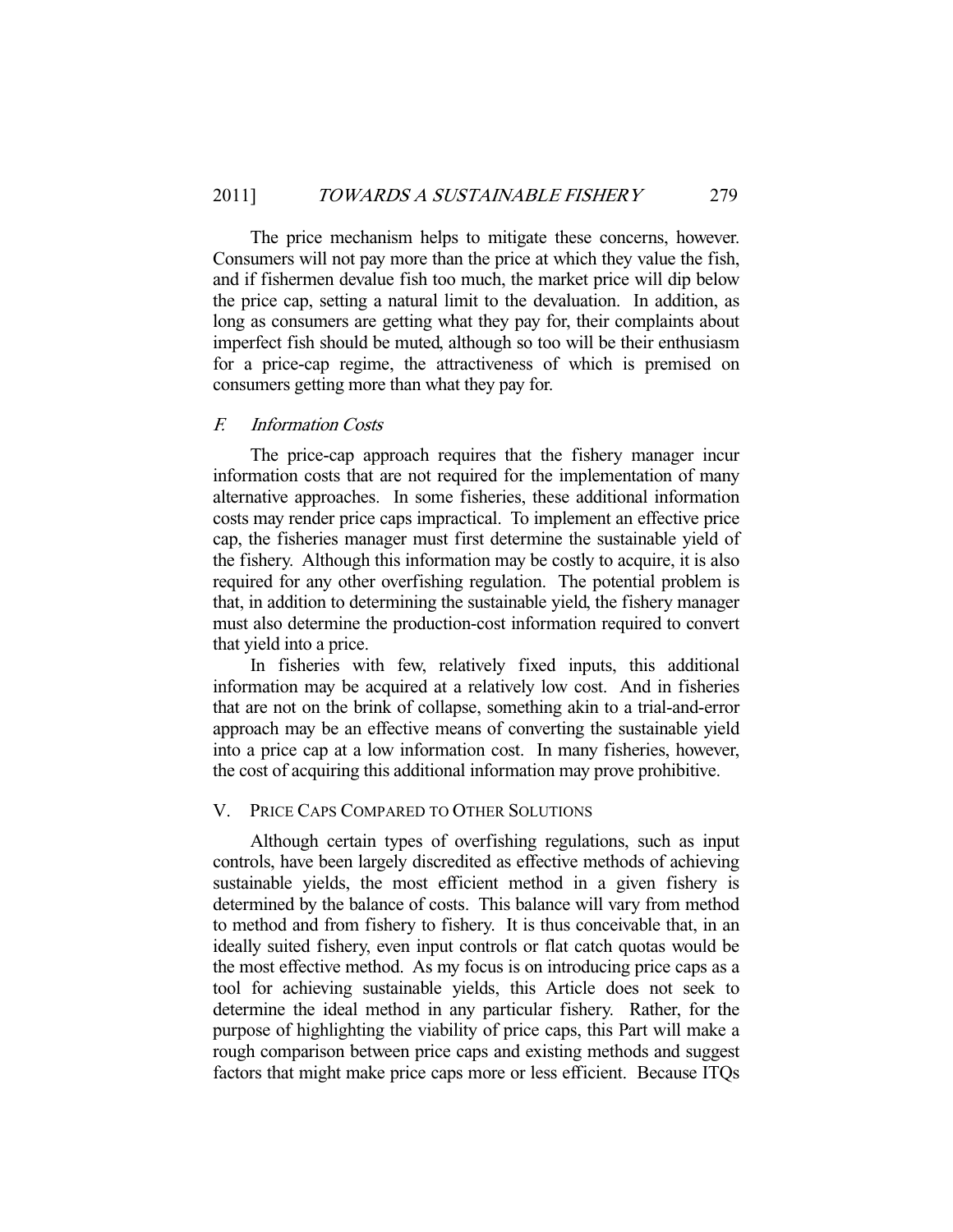The price mechanism helps to mitigate these concerns, however. Consumers will not pay more than the price at which they value the fish, and if fishermen devalue fish too much, the market price will dip below the price cap, setting a natural limit to the devaluation. In addition, as long as consumers are getting what they pay for, their complaints about imperfect fish should be muted, although so too will be their enthusiasm for a price-cap regime, the attractiveness of which is premised on consumers getting more than what they pay for.

### *F. Information Costs*

The price-cap approach requires that the fishery manager incur information costs that are not required for the implementation of many alternative approaches. In some fisheries, these additional information costs may render price caps impractical. To implement an effective price cap, the fisheries manager must first determine the sustainable yield of the fishery. Although this information may be costly to acquire, it is also required for any other overfishing regulation. The potential problem is that, in addition to determining the sustainable yield, the fishery manager must also determine the production-cost information required to convert that yield into a price.

In fisheries with few, relatively fixed inputs, this additional information may be acquired at a relatively low cost. And in fisheries that are not on the brink of collapse, something akin to a trial-and-error approach may be an effective means of converting the sustainable yield into a price cap at a low information cost. In many fisheries, however, the cost of acquiring this additional information may prove prohibitive.

## V. PRICE CAPS COMPARED TO OTHER SOLUTIONS

Although certain types of overfishing regulations, such as input controls, have been largely discredited as effective methods of achieving sustainable yields, the most efficient method in a given fishery is determined by the balance of costs. This balance will vary from method to method and from fishery to fishery. It is thus conceivable that, in an ideally suited fishery, even input controls or flat catch quotas would be the most effective method. As my focus is on introducing price caps as a tool for achieving sustainable yields, this Article does not seek to determine the ideal method in any particular fishery. Rather, for the purpose of highlighting the viability of price caps, this Part will make a rough comparison between price caps and existing methods and suggest factors that might make price caps more or less efficient. Because ITQs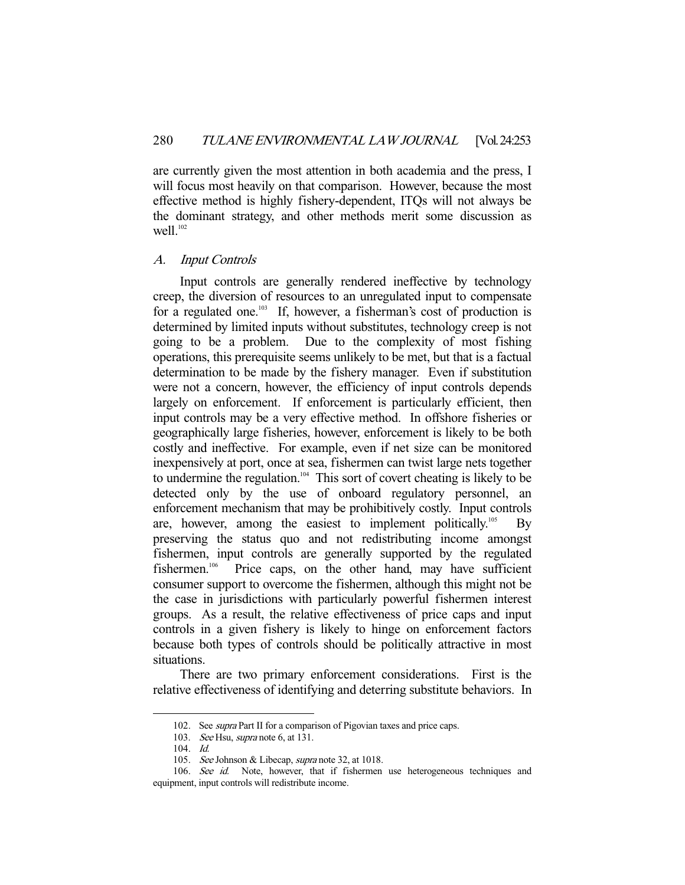are currently given the most attention in both academia and the press, I will focus most heavily on that comparison. However, because the most effective method is highly fishery-dependent, ITQs will not always be the dominant strategy, and other methods merit some discussion as well.[102]

### A. *Input Controls*

Input controls are generally rendered ineffective by technology creep, the diversion of resources to an unregulated input to compensate for a regulated one.[103] If, however, a fisherman's cost of production is determined by limited inputs without substitutes, technology creep is not going to be a problem. Due to the complexity of most fishing operations, this prerequisite seems unlikely to be met, but that is a factual determination to be made by the fishery manager. Even if substitution were not a concern, however, the efficiency of input controls depends largely on enforcement. If enforcement is particularly efficient, then input controls may be a very effective method. In offshore fisheries or geographically large fisheries, however, enforcement is likely to be both costly and ineffective. For example, even if net size can be monitored inexpensively at port, once at sea, fishermen can twist large nets together to undermine the regulation.[104] This sort of covert cheating is likely to be detected only by the use of onboard regulatory personnel, an enforcement mechanism that may be prohibitively costly. Input controls are, however, among the easiest to implement politically.[105] By preserving the status quo and not redistributing income amongst fishermen, input controls are generally supported by the regulated fishermen.[106] Price caps, on the other hand, may have sufficient consumer support to overcome the fishermen, although this might not be the case in jurisdictions with particularly powerful fishermen interest groups. As a result, the relative effectiveness of price caps and input controls in a given fishery is likely to hinge on enforcement factors because both types of controls should be politically attractive in most situations.

There are two primary enforcement considerations. First is the relative effectiveness of identifying and deterring substitute behaviors. In

---

102. See *supra* Part II for a comparison of Pigovian taxes and price caps.

103. *See* Hsu, *supra* note 6, at 131.

104. *Id.*

105. *See* Johnson & Libecap, *supra* note 32, at 1018.

106. *See id.* Note, however, that if fishermen use heterogeneous techniques and equipment, input controls will redistribute income.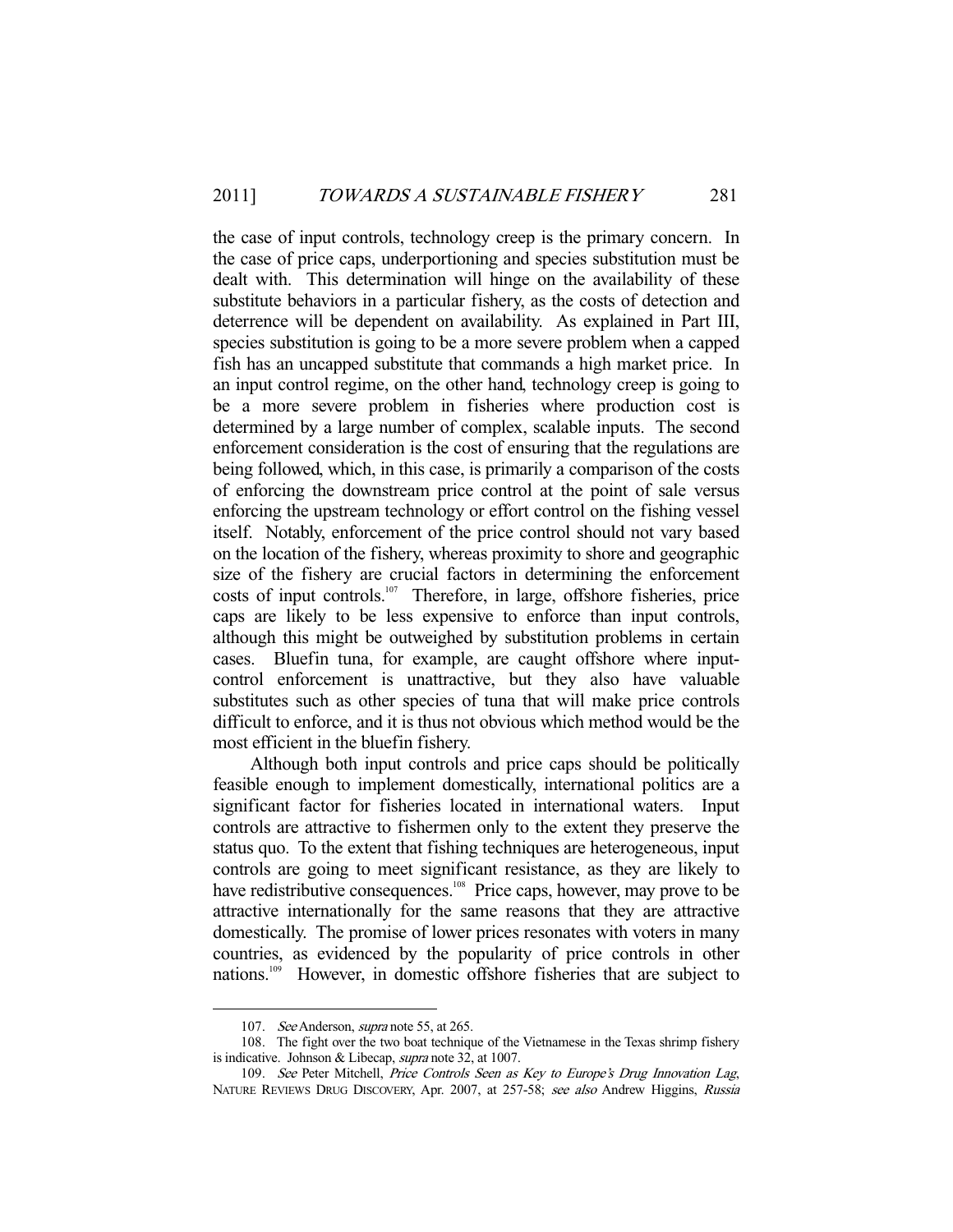the case of input controls, technology creep is the primary concern. In the case of price caps, underportioning and species substitution must be dealt with. This determination will hinge on the availability of these substitute behaviors in a particular fishery, as the costs of detection and deterrence will be dependent on availability. As explained in Part III, species substitution is going to be a more severe problem when a capped fish has an uncapped substitute that commands a high market price. In an input control regime, on the other hand, technology creep is going to be a more severe problem in fisheries where production cost is determined by a large number of complex, scalable inputs. The second enforcement consideration is the cost of ensuring that the regulations are being followed, which, in this case, is primarily a comparison of the costs of enforcing the downstream price control at the point of sale versus enforcing the upstream technology or effort control on the fishing vessel itself. Notably, enforcement of the price control should not vary based on the location of the fishery, whereas proximity to shore and geographic size of the fishery are crucial factors in determining the enforcement costs of input controls.[107] Therefore, in large, offshore fisheries, price caps are likely to be less expensive to enforce than input controls, although this might be outweighed by substitution problems in certain cases. Bluefin tuna, for example, are caught offshore where input-control enforcement is unattractive, but they also have valuable substitutes such as other species of tuna that will make price controls difficult to enforce, and it is thus not obvious which method would be the most efficient in the bluefin fishery.

Although both input controls and price caps should be politically feasible enough to implement domestically, international politics are a significant factor for fisheries located in international waters. Input controls are attractive to fishermen only to the extent they preserve the status quo. To the extent that fishing techniques are heterogeneous, input controls are going to meet significant resistance, as they are likely to have redistributive consequences.[108] Price caps, however, may prove to be attractive internationally for the same reasons that they are attractive domestically. The promise of lower prices resonates with voters in many countries, as evidenced by the popularity of price controls in other nations.[109] However, in domestic offshore fisheries that are subject to

---

107. *See* Anderson, *supra* note 55, at 265.

108. The fight over the two boat technique of the Vietnamese in the Texas shrimp fishery is indicative. Johnson & Libecap, *supra* note 32, at 1007.

109. *See* Peter Mitchell, *Price Controls Seen as Key to Europe's Drug Innovation Lag*, NATURE REVIEWS DRUG DISCOVERY, Apr. 2007, at 257-58; *see also* Andrew Higgins, *Russia*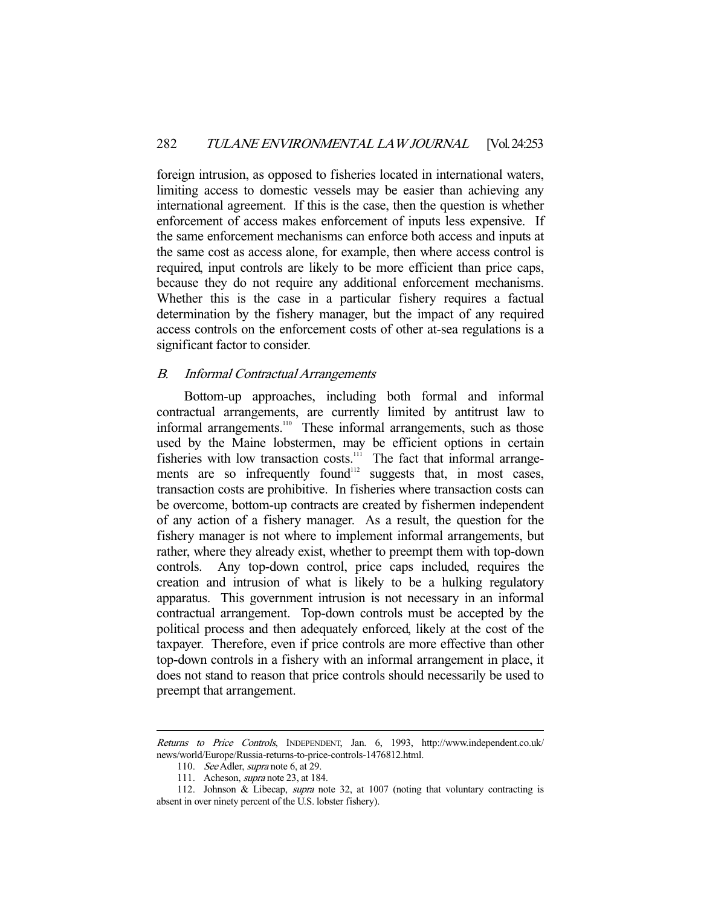foreign intrusion, as opposed to fisheries located in international waters, limiting access to domestic vessels may be easier than achieving any international agreement. If this is the case, then the question is whether enforcement of access makes enforcement of inputs less expensive. If the same enforcement mechanisms can enforce both access and inputs at the same cost as access alone, for example, then where access control is required, input controls are likely to be more efficient than price caps, because they do not require any additional enforcement mechanisms. Whether this is the case in a particular fishery requires a factual determination by the fishery manager, but the impact of any required access controls on the enforcement costs of other at-sea regulations is a significant factor to consider.

### *B. Informal Contractual Arrangements*

Bottom-up approaches, including both formal and informal contractual arrangements, are currently limited by antitrust law to informal arrangements.[110] These informal arrangements, such as those used by the Maine lobstermen, may be efficient options in certain fisheries with low transaction costs.[111] The fact that informal arrangements are so infrequently found[112] suggests that, in most cases, transaction costs are prohibitive. In fisheries where transaction costs can be overcome, bottom-up contracts are created by fishermen independent of any action of a fishery manager. As a result, the question for the fishery manager is not where to implement informal arrangements, but rather, where they already exist, whether to preempt them with top-down controls. Any top-down control, price caps included, requires the creation and intrusion of what is likely to be a hulking regulatory apparatus. This government intrusion is not necessary in an informal contractual arrangement. Top-down controls must be accepted by the political process and then adequately enforced, likely at the cost of the taxpayer. Therefore, even if price controls are more effective than other top-down controls in a fishery with an informal arrangement in place, it does not stand to reason that price controls should necessarily be used to preempt that arrangement.

---

*Returns to Price Controls*, INDEPENDENT, Jan. 6, 1993, http://www.independent.co.uk/news/world/Europe/Russia-returns-to-price-controls-1476812.html.

110. *See* Adler, *supra* note 6, at 29.

111. Acheson, *supra* note 23, at 184.

112. Johnson & Libecap, *supra* note 32, at 1007 (noting that voluntary contracting is absent in over ninety percent of the U.S. lobster fishery).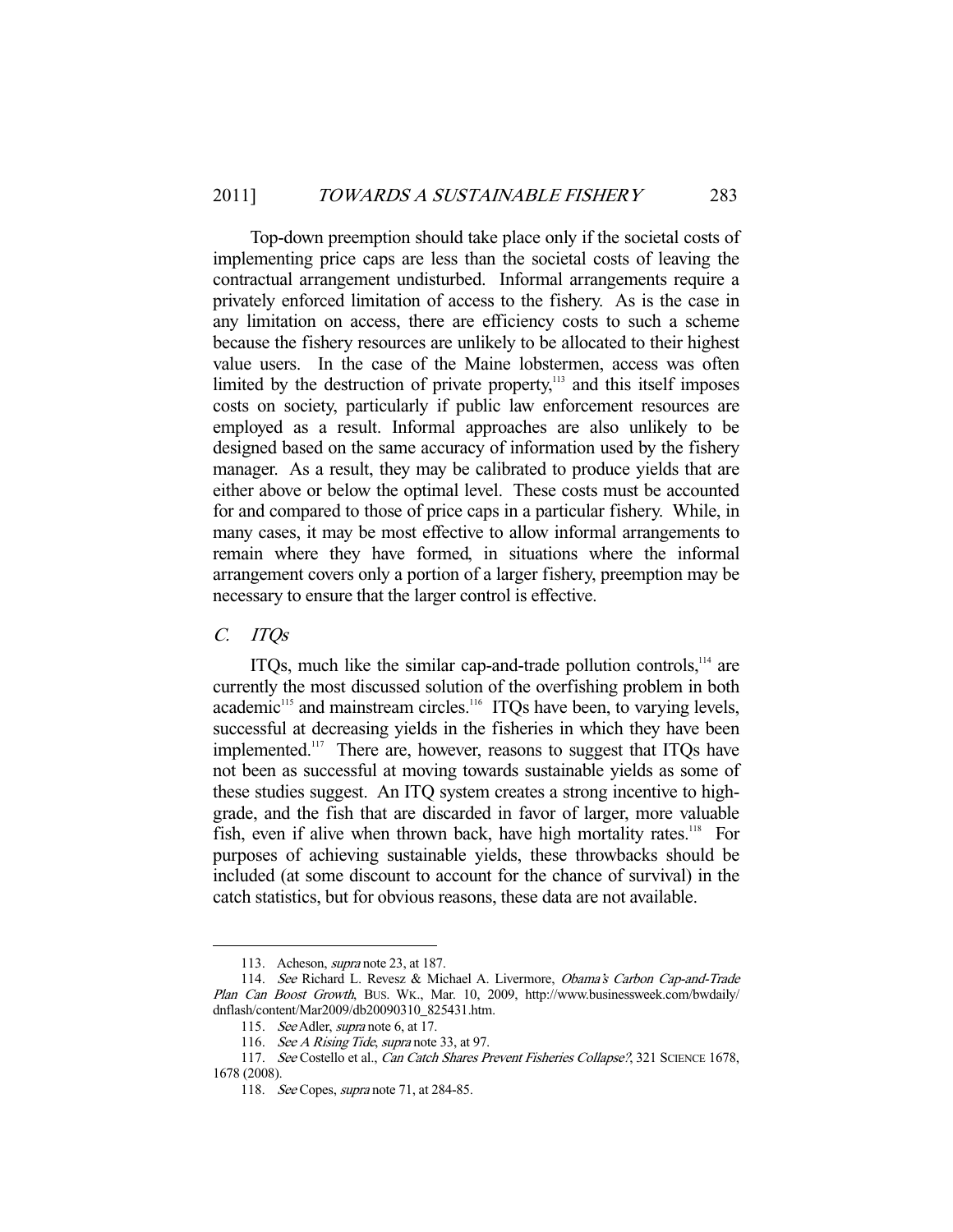Top-down preemption should take place only if the societal costs of implementing price caps are less than the societal costs of leaving the contractual arrangement undisturbed. Informal arrangements require a privately enforced limitation of access to the fishery. As is the case in any limitation on access, there are efficiency costs to such a scheme because the fishery resources are unlikely to be allocated to their highest value users. In the case of the Maine lobstermen, access was often limited by the destruction of private property,[113] and this itself imposes costs on society, particularly if public law enforcement resources are employed as a result. Informal approaches are also unlikely to be designed based on the same accuracy of information used by the fishery manager. As a result, they may be calibrated to produce yields that are either above or below the optimal level. These costs must be accounted for and compared to those of price caps in a particular fishery. While, in many cases, it may be most effective to allow informal arrangements to remain where they have formed, in situations where the informal arrangement covers only a portion of a larger fishery, preemption may be necessary to ensure that the larger control is effective.

### *C. ITQs*

ITQs, much like the similar cap-and-trade pollution controls,[114] are currently the most discussed solution of the overfishing problem in both academic[115] and mainstream circles.[116] ITQs have been, to varying levels, successful at decreasing yields in the fisheries in which they have been implemented.[117] There are, however, reasons to suggest that ITQs have not been as successful at moving towards sustainable yields as some of these studies suggest. An ITQ system creates a strong incentive to high-grade, and the fish that are discarded in favor of larger, more valuable fish, even if alive when thrown back, have high mortality rates.[118] For purposes of achieving sustainable yields, these throwbacks should be included (at some discount to account for the chance of survival) in the catch statistics, but for obvious reasons, these data are not available.

---

113. Acheson, *supra* note 23, at 187.

114. *See* Richard L. Revesz & Michael A. Livermore, *Obama's Carbon Cap-and-Trade Plan Can Boost Growth*, BUS. WK., Mar. 10, 2009, http://www.businessweek.com/bwdaily/dnflash/content/Mar2009/db20090310_825431.htm.

115. *See* Adler, *supra* note 6, at 17.

116. *See A Rising Tide*, *supra* note 33, at 97.

117. *See* Costello et al., *Can Catch Shares Prevent Fisheries Collapse?*, 321 SCIENCE 1678, 1678 (2008).

118. *See* Copes, *supra* note 71, at 284-85.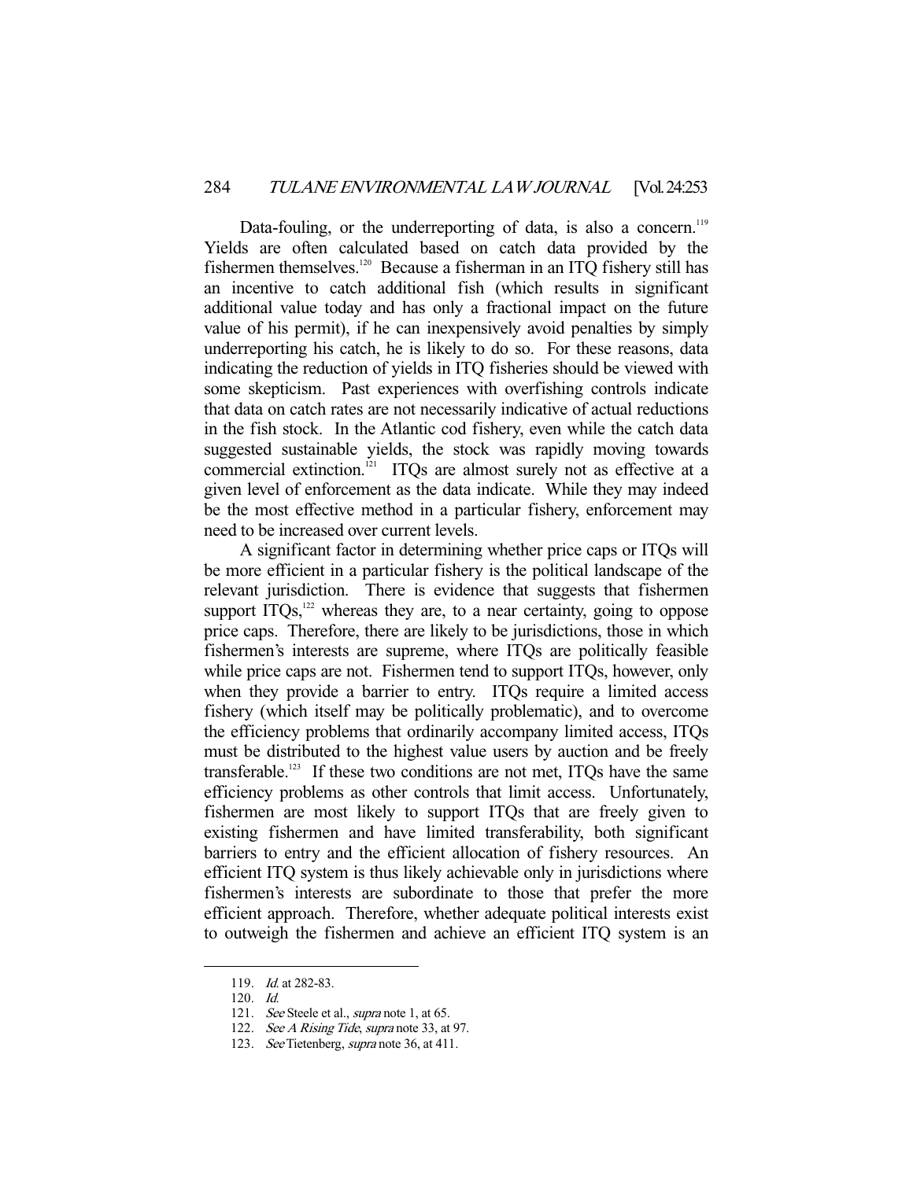Data-fouling, or the underreporting of data, is also a concern.[119] Yields are often calculated based on catch data provided by the fishermen themselves.[120] Because a fisherman in an ITQ fishery still has an incentive to catch additional fish (which results in significant additional value today and has only a fractional impact on the future value of his permit), if he can inexpensively avoid penalties by simply underreporting his catch, he is likely to do so. For these reasons, data indicating the reduction of yields in ITQ fisheries should be viewed with some skepticism. Past experiences with overfishing controls indicate that data on catch rates are not necessarily indicative of actual reductions in the fish stock. In the Atlantic cod fishery, even while the catch data suggested sustainable yields, the stock was rapidly moving towards commercial extinction.[121] ITQs are almost surely not as effective at a given level of enforcement as the data indicate. While they may indeed be the most effective method in a particular fishery, enforcement may need to be increased over current levels.

A significant factor in determining whether price caps or ITQs will be more efficient in a particular fishery is the political landscape of the relevant jurisdiction. There is evidence that suggests that fishermen support ITQs,[122] whereas they are, to a near certainty, going to oppose price caps. Therefore, there are likely to be jurisdictions, those in which fishermen's interests are supreme, where ITQs are politically feasible while price caps are not. Fishermen tend to support ITQs, however, only when they provide a barrier to entry. ITQs require a limited access fishery (which itself may be politically problematic), and to overcome the efficiency problems that ordinarily accompany limited access, ITQs must be distributed to the highest value users by auction and be freely transferable.[123] If these two conditions are not met, ITQs have the same efficiency problems as other controls that limit access. Unfortunately, fishermen are most likely to support ITQs that are freely given to existing fishermen and have limited transferability, both significant barriers to entry and the efficient allocation of fishery resources. An efficient ITQ system is thus likely achievable only in jurisdictions where fishermen's interests are subordinate to those that prefer the more efficient approach. Therefore, whether adequate political interests exist to outweigh the fishermen and achieve an efficient ITQ system is an

---

119. *Id.* at 282-83.

120. *Id.*

121. *See* Steele et al., *supra* note 1, at 65.

122. *See A Rising Tide*, *supra* note 33, at 97.

123. *See* Tietenberg, *supra* note 36, at 411.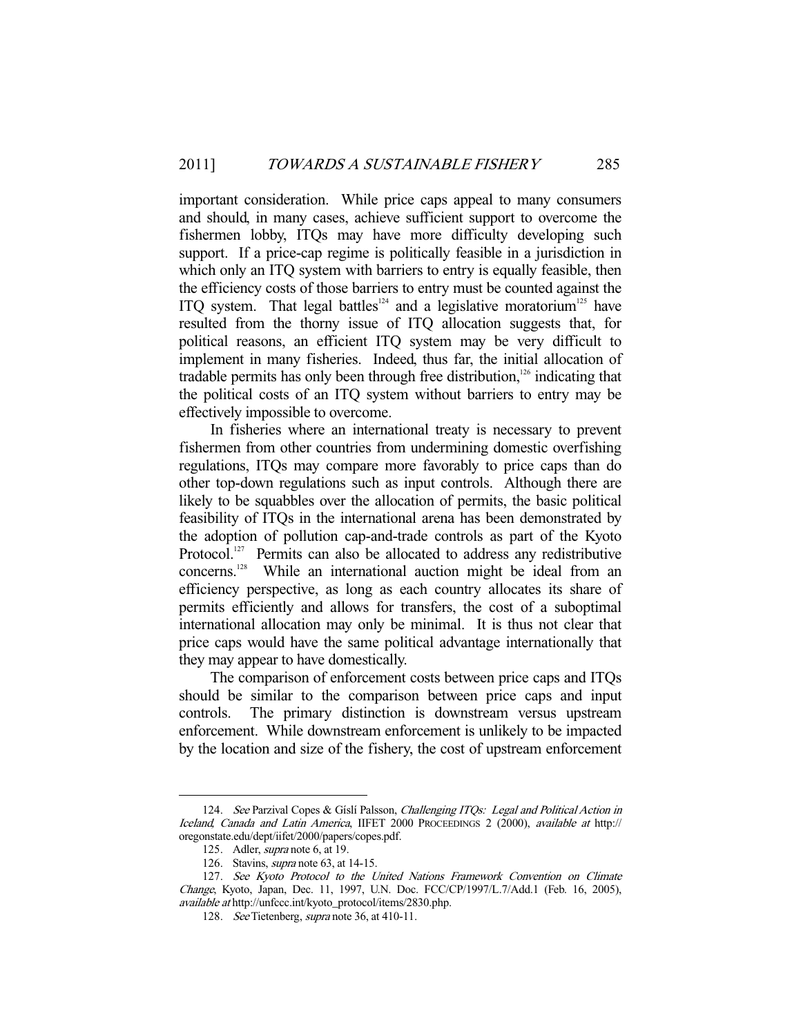important consideration. While price caps appeal to many consumers and should, in many cases, achieve sufficient support to overcome the fishermen lobby, ITQs may have more difficulty developing such support. If a price-cap regime is politically feasible in a jurisdiction in which only an ITQ system with barriers to entry is equally feasible, then the efficiency costs of those barriers to entry must be counted against the ITQ system. That legal battles[124] and a legislative moratorium[125] have resulted from the thorny issue of ITQ allocation suggests that, for political reasons, an efficient ITQ system may be very difficult to implement in many fisheries. Indeed, thus far, the initial allocation of tradable permits has only been through free distribution,[126] indicating that the political costs of an ITQ system without barriers to entry may be effectively impossible to overcome.

In fisheries where an international treaty is necessary to prevent fishermen from other countries from undermining domestic overfishing regulations, ITQs may compare more favorably to price caps than do other top-down regulations such as input controls. Although there are likely to be squabbles over the allocation of permits, the basic political feasibility of ITQs in the international arena has been demonstrated by the adoption of pollution cap-and-trade controls as part of the Kyoto Protocol.[127] Permits can also be allocated to address any redistributive concerns.[128] While an international auction might be ideal from an efficiency perspective, as long as each country allocates its share of permits efficiently and allows for transfers, the cost of a suboptimal international allocation may only be minimal. It is thus not clear that price caps would have the same political advantage internationally that they may appear to have domestically.

The comparison of enforcement costs between price caps and ITQs should be similar to the comparison between price caps and input controls. The primary distinction is downstream versus upstream enforcement. While downstream enforcement is unlikely to be impacted by the location and size of the fishery, the cost of upstream enforcement

---

124. *See* Parzival Copes & Gíslí Palsson, *Challenging ITQs: Legal and Political Action in Iceland, Canada and Latin America*, IIFET 2000 PROCEEDINGS 2 (2000), *available at* http://oregonstate.edu/dept/iifet/2000/papers/copes.pdf.

125. Adler, *supra* note 6, at 19.

126. Stavins, *supra* note 63, at 14-15.

127. *See Kyoto Protocol to the United Nations Framework Convention on Climate Change*, Kyoto, Japan, Dec. 11, 1997, U.N. Doc. FCCC/CP/1997/L.7/Add.1 (Feb. 16, 2005), *available at* http://unfccc.int/kyoto_protocol/items/2830.php.

128. *See* Tietenberg, *supra* note 36, at 410-11.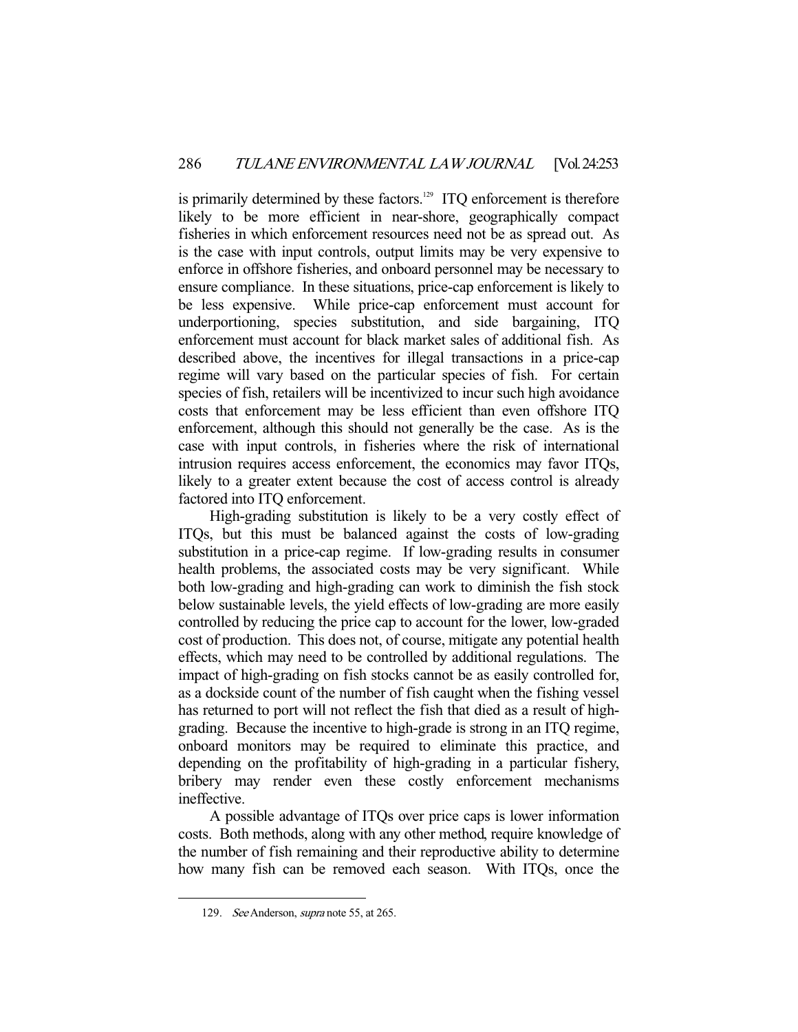is primarily determined by these factors.[129] ITQ enforcement is therefore likely to be more efficient in near-shore, geographically compact fisheries in which enforcement resources need not be as spread out. As is the case with input controls, output limits may be very expensive to enforce in offshore fisheries, and onboard personnel may be necessary to ensure compliance. In these situations, price-cap enforcement is likely to be less expensive. While price-cap enforcement must account for underportioning, species substitution, and side bargaining, ITQ enforcement must account for black market sales of additional fish. As described above, the incentives for illegal transactions in a price-cap regime will vary based on the particular species of fish. For certain species of fish, retailers will be incentivized to incur such high avoidance costs that enforcement may be less efficient than even offshore ITQ enforcement, although this should not generally be the case. As is the case with input controls, in fisheries where the risk of international intrusion requires access enforcement, the economics may favor ITQs, likely to a greater extent because the cost of access control is already factored into ITQ enforcement.

High-grading substitution is likely to be a very costly effect of ITQs, but this must be balanced against the costs of low-grading substitution in a price-cap regime. If low-grading results in consumer health problems, the associated costs may be very significant. While both low-grading and high-grading can work to diminish the fish stock below sustainable levels, the yield effects of low-grading are more easily controlled by reducing the price cap to account for the lower, low-graded cost of production. This does not, of course, mitigate any potential health effects, which may need to be controlled by additional regulations. The impact of high-grading on fish stocks cannot be as easily controlled for, as a dockside count of the number of fish caught when the fishing vessel has returned to port will not reflect the fish that died as a result of high-grading. Because the incentive to high-grade is strong in an ITQ regime, onboard monitors may be required to eliminate this practice, and depending on the profitability of high-grading in a particular fishery, bribery may render even these costly enforcement mechanisms ineffective.

A possible advantage of ITQs over price caps is lower information costs. Both methods, along with any other method, require knowledge of the number of fish remaining and their reproductive ability to determine how many fish can be removed each season. With ITQs, once the

---

129. *See* Anderson, *supra* note 55, at 265.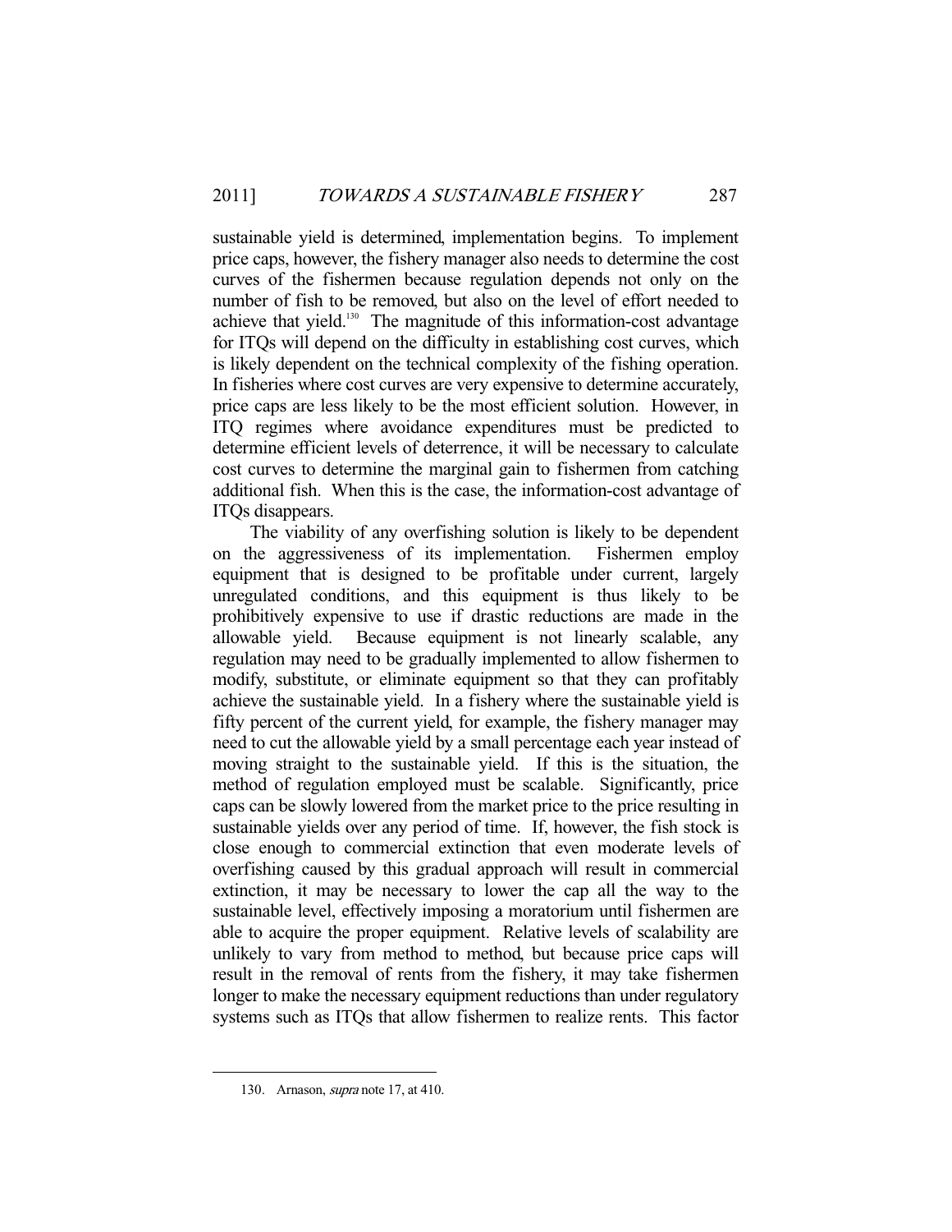sustainable yield is determined, implementation begins. To implement price caps, however, the fishery manager also needs to determine the cost curves of the fishermen because regulation depends not only on the number of fish to be removed, but also on the level of effort needed to achieve that yield.[130] The magnitude of this information-cost advantage for ITQs will depend on the difficulty in establishing cost curves, which is likely dependent on the technical complexity of the fishing operation. In fisheries where cost curves are very expensive to determine accurately, price caps are less likely to be the most efficient solution. However, in ITQ regimes where avoidance expenditures must be predicted to determine efficient levels of deterrence, it will be necessary to calculate cost curves to determine the marginal gain to fishermen from catching additional fish. When this is the case, the information-cost advantage of ITQs disappears.

The viability of any overfishing solution is likely to be dependent on the aggressiveness of its implementation. Fishermen employ equipment that is designed to be profitable under current, largely unregulated conditions, and this equipment is thus likely to be prohibitively expensive to use if drastic reductions are made in the allowable yield. Because equipment is not linearly scalable, any regulation may need to be gradually implemented to allow fishermen to modify, substitute, or eliminate equipment so that they can profitably achieve the sustainable yield. In a fishery where the sustainable yield is fifty percent of the current yield, for example, the fishery manager may need to cut the allowable yield by a small percentage each year instead of moving straight to the sustainable yield. If this is the situation, the method of regulation employed must be scalable. Significantly, price caps can be slowly lowered from the market price to the price resulting in sustainable yields over any period of time. If, however, the fish stock is close enough to commercial extinction that even moderate levels of overfishing caused by this gradual approach will result in commercial extinction, it may be necessary to lower the cap all the way to the sustainable level, effectively imposing a moratorium until fishermen are able to acquire the proper equipment. Relative levels of scalability are unlikely to vary from method to method, but because price caps will result in the removal of rents from the fishery, it may take fishermen longer to make the necessary equipment reductions than under regulatory systems such as ITQs that allow fishermen to realize rents. This factor

---

130. Arnason, *supra* note 17, at 410.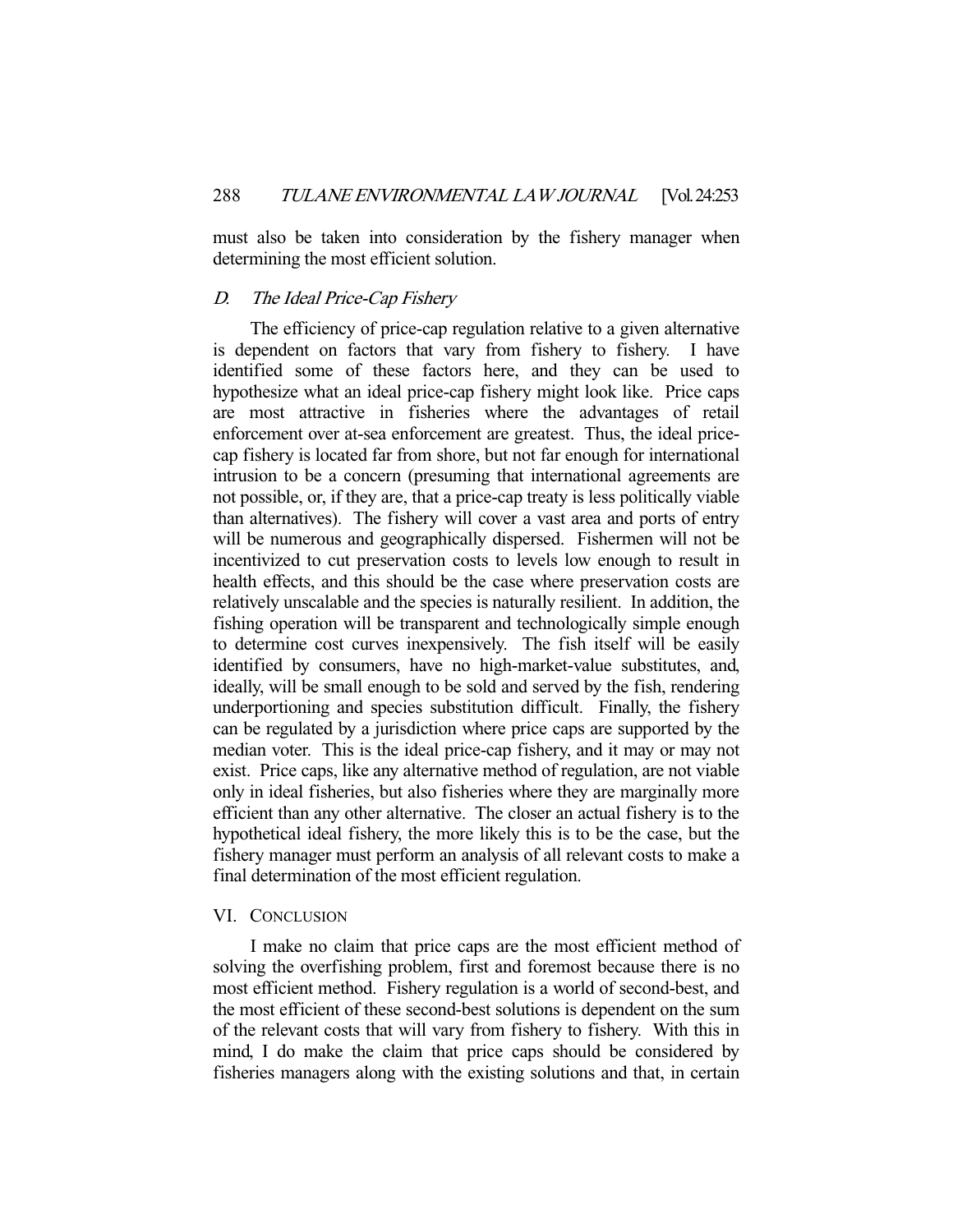must also be taken into consideration by the fishery manager when determining the most efficient solution.

### D. *The Ideal Price-Cap Fishery*

The efficiency of price-cap regulation relative to a given alternative is dependent on factors that vary from fishery to fishery. I have identified some of these factors here, and they can be used to hypothesize what an ideal price-cap fishery might look like. Price caps are most attractive in fisheries where the advantages of retail enforcement over at-sea enforcement are greatest. Thus, the ideal price-cap fishery is located far from shore, but not far enough for international intrusion to be a concern (presuming that international agreements are not possible, or, if they are, that a price-cap treaty is less politically viable than alternatives). The fishery will cover a vast area and ports of entry will be numerous and geographically dispersed. Fishermen will not be incentivized to cut preservation costs to levels low enough to result in health effects, and this should be the case where preservation costs are relatively unscalable and the species is naturally resilient. In addition, the fishing operation will be transparent and technologically simple enough to determine cost curves inexpensively. The fish itself will be easily identified by consumers, have no high-market-value substitutes, and, ideally, will be small enough to be sold and served by the fish, rendering underportioning and species substitution difficult. Finally, the fishery can be regulated by a jurisdiction where price caps are supported by the median voter. This is the ideal price-cap fishery, and it may or may not exist. Price caps, like any alternative method of regulation, are not viable only in ideal fisheries, but also fisheries where they are marginally more efficient than any other alternative. The closer an actual fishery is to the hypothetical ideal fishery, the more likely this is to be the case, but the fishery manager must perform an analysis of all relevant costs to make a final determination of the most efficient regulation.

## VI. CONCLUSION

I make no claim that price caps are the most efficient method of solving the overfishing problem, first and foremost because there is no most efficient method. Fishery regulation is a world of second-best, and the most efficient of these second-best solutions is dependent on the sum of the relevant costs that will vary from fishery to fishery. With this in mind, I do make the claim that price caps should be considered by fisheries managers along with the existing solutions and that, in certain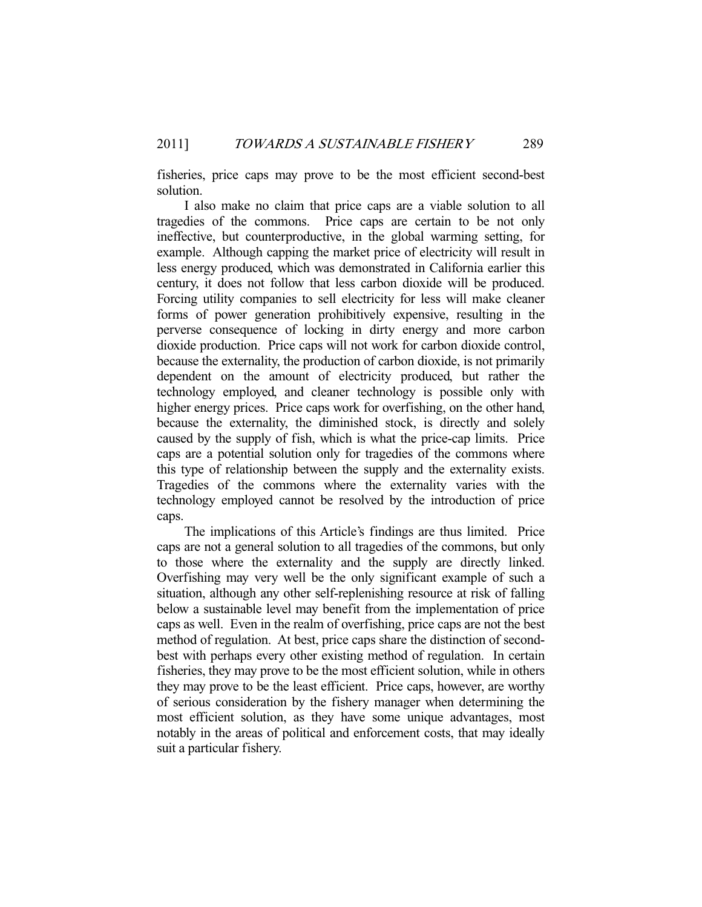fisheries, price caps may prove to be the most efficient second-best solution.

I also make no claim that price caps are a viable solution to all tragedies of the commons. Price caps are certain to be not only ineffective, but counterproductive, in the global warming setting, for example. Although capping the market price of electricity will result in less energy produced, which was demonstrated in California earlier this century, it does not follow that less carbon dioxide will be produced. Forcing utility companies to sell electricity for less will make cleaner forms of power generation prohibitively expensive, resulting in the perverse consequence of locking in dirty energy and more carbon dioxide production. Price caps will not work for carbon dioxide control, because the externality, the production of carbon dioxide, is not primarily dependent on the amount of electricity produced, but rather the technology employed, and cleaner technology is possible only with higher energy prices. Price caps work for overfishing, on the other hand, because the externality, the diminished stock, is directly and solely caused by the supply of fish, which is what the price-cap limits. Price caps are a potential solution only for tragedies of the commons where this type of relationship between the supply and the externality exists. Tragedies of the commons where the externality varies with the technology employed cannot be resolved by the introduction of price caps.

The implications of this Article's findings are thus limited. Price caps are not a general solution to all tragedies of the commons, but only to those where the externality and the supply are directly linked. Overfishing may very well be the only significant example of such a situation, although any other self-replenishing resource at risk of falling below a sustainable level may benefit from the implementation of price caps as well. Even in the realm of overfishing, price caps are not the best method of regulation. At best, price caps share the distinction of second-best with perhaps every other existing method of regulation. In certain fisheries, they may prove to be the most efficient solution, while in others they may prove to be the least efficient. Price caps, however, are worthy of serious consideration by the fishery manager when determining the most efficient solution, as they have some unique advantages, most notably in the areas of political and enforcement costs, that may ideally suit a particular fishery.